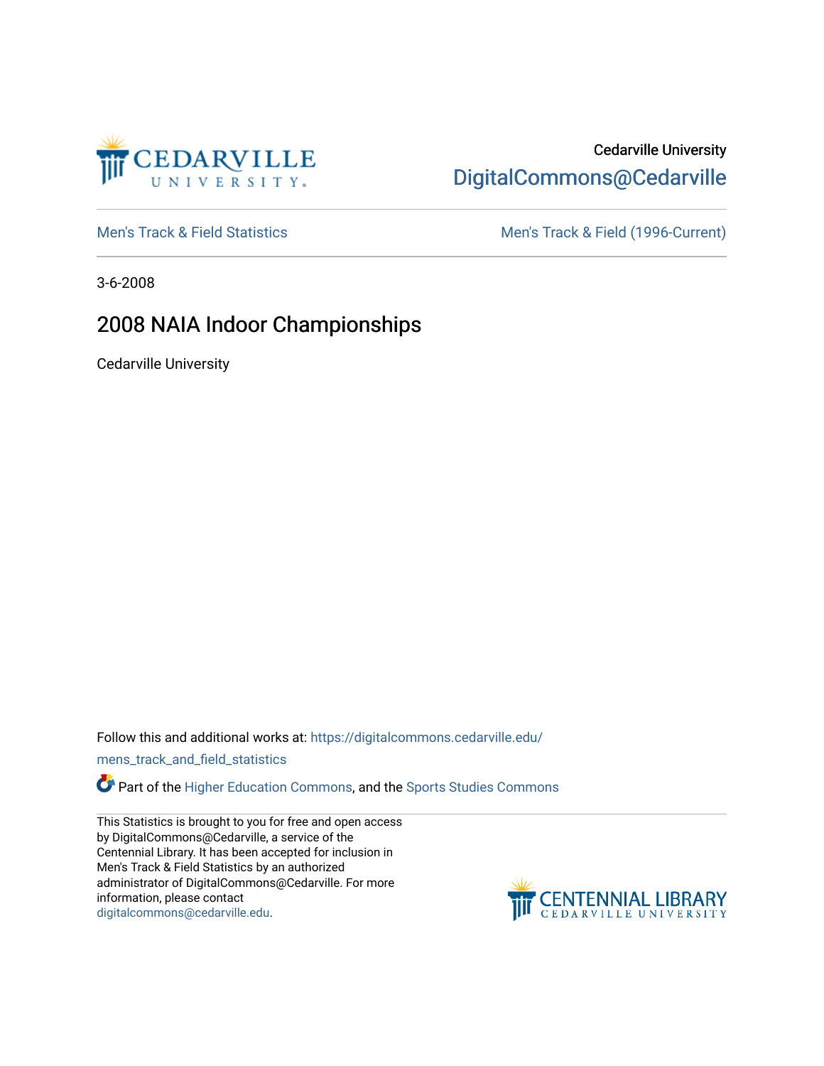Cedarville University

DigitalCommons@Cedarville

Men's Track & Field Statistics

Men's Track & Field (1996-Current)

3-6-2008

# 2008 NAIA Indoor Championships

Cedarville University

Follow this and additional works at: https://digitalcommons.cedarville.edu/mens_track_and_field_statistics

Part of the Higher Education Commons, and the Sports Studies Commons

This Statistics is brought to you for free and open access by DigitalCommons@Cedarville, a service of the Centennial Library. It has been accepted for inclusion in Men's Track & Field Statistics by an authorized administrator of DigitalCommons@Cedarville. For more information, please contact digitalcommons@cedarville.edu.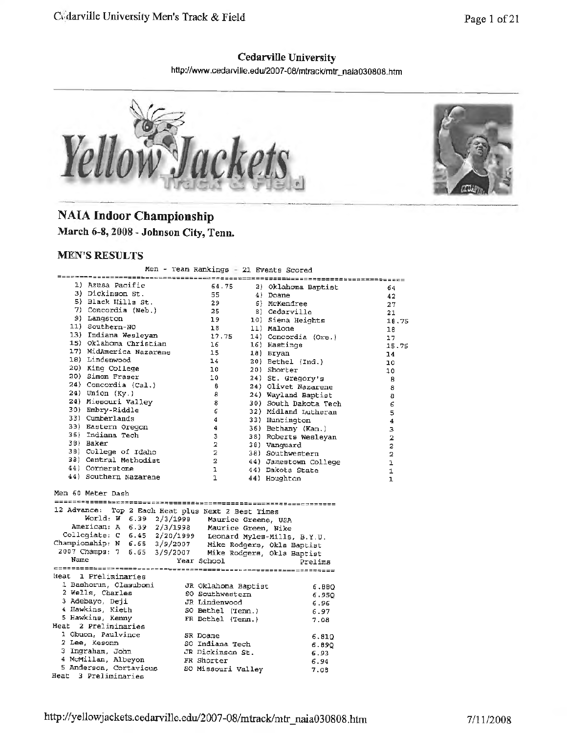# Cedarville University

http://www.cedarville.edu/2007-08/mtrack/mtr_naia030808.htm

## NAIA Indoor Championship

**March 6-8, 2008 - Johnson City, Tenn.**

### MEN'S RESULTS

Men - Team Rankings - 21 Events Scored

| Rank | Team | Points | Rank | Team | Points |
|---|---|---|---|---|---|
| 1) | Azusa Pacific | 64.75 | 2) | Oklahoma Baptist | 64 |
| 3) | Dickinson St. | 55 | 4) | Doane | 42 |
| 5) | Black Hills St. | 29 | 6) | McKendree | 27 |
| 7) | Concordia (Neb.) | 25 | 8) | Cedarville | 21 |
| 9) | Langston | 19 | 10) | Siena Heights | 18.75 |
| 11) | Southern-NO | 18 | 11) | Malone | 18 |
| 13) | Indiana Wesleyan | 17.75 | 14) | Concordia (Ore.) | 17 |
| 15) | Oklahoma Christian | 16 | 16) | Hastings | 15.75 |
| 17) | MidAmerica Nazarene | 15 | 18) | Bryan | 14 |
| 18) | Lindenwood | 14 | 20) | Bethel (Ind.) | 10 |
| 20) | King College | 10 | 20) | Shorter | 10 |
| 20) | Simon Fraser | 10 | 24) | St. Gregory's | 8 |
| 24) | Concordia (Cal.) | 8 | 24) | Olivet Nazarene | 8 |
| 24) | Union (Ky.) | 8 | 24) | Wayland Baptist | 8 |
| 24) | Missouri Valley | 8 | 30) | South Dakota Tech | 6 |
| 30) | Embry-Riddle | 6 | 32) | Midland Lutheran | 5 |
| 33) | Cumberlands | 4 | 33) | Huntington | 4 |
| 33) | Eastern Oregon | 4 | 36) | Bethany (Kan.) | 3 |
| 36) | Indiana Tech | 3 | 38) | Roberts Wesleyan | 2 |
| 38) | Baker | 2 | 38) | Vanguard | 2 |
| 38) | College of Idaho | 2 | 38) | Southwestern | 2 |
| 38) | Central Methodist | 2 | 44) | Jamestown College | 1 |
| 44) | Cornerstone | 1 | 44) | Dakota State | 1 |
| 44) | Southern Nazarene | 1 | 44) | Houghton | 1 |

Men 60 Meter Dash

```
12 Advance:  Top 2 Each Heat plus Next 2 Best Times
        World: W  6.39  2/3/1998    Maurice Greene, USA
     American: A  6.39  2/3/1998    Maurice Green, Nike
   Collegiate: C  6.45  2/20/1999   Leonard Myles-Mills, B.Y.U.
 Championship: N  6.65  3/9/2007    Mike Rodgers, Okla Baptist
  2007 Champs: 7  6.65  3/9/2007    Mike Rodgers, Okla Baptist
    Name                    Year School                Prelims
```

| Place | Name | Year | School | Prelims |
|---|---|---|---|---|
| **Heat 1 Preliminaries** | | | | |
| 1 | Bashorun, Olasubomi | JR | Oklahoma Baptist | 6.88Q |
| 2 | Wells, Charles | SO | Southwestern | 6.95Q |
| 3 | Adebayo, Deji | JR | Lindenwood | 6.96 |
| 4 | Hawkins, Kieth | SO | Bethel (Tenn.) | 6.97 |
| 5 | Hawkins, Kenny | FR | Bethel (Tenn.) | 7.08 |
| **Heat 2 Preliminaries** | | | | |
| 1 | Obuon, Paulvince | SR | Doane | 6.81Q |
| 2 | Lee, Kesonn | SO | Indiana Tech | 6.89Q |
| 3 | Ingraham, John | JR | Dickinson St. | 6.93 |
| 4 | McMillan, Albeyon | FR | Shorter | 6.94 |
| 5 | Anderson, Cortavious | SO | Missouri Valley | 7.08 |

Heat 3 Preliminaries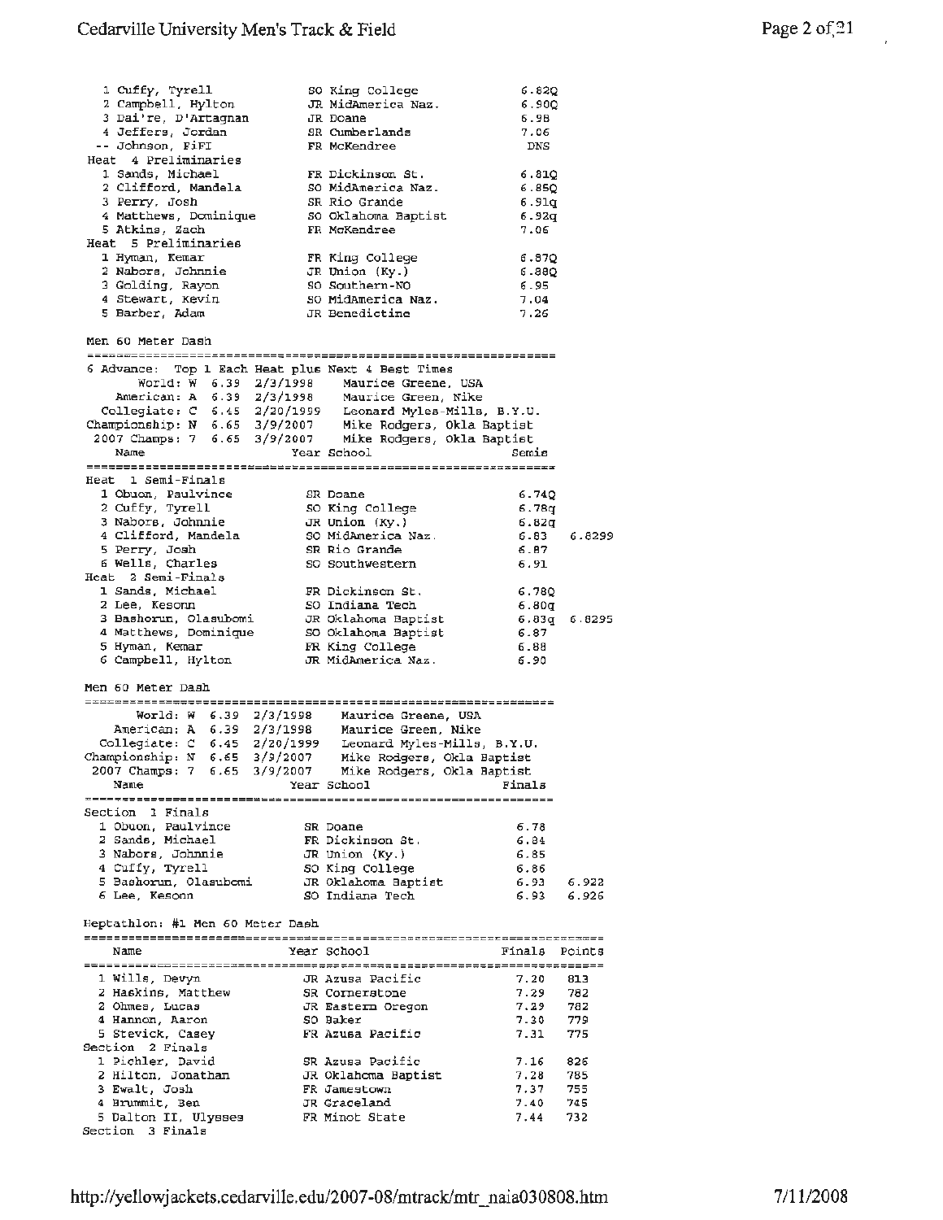| Place | Name | Year | School | Time |
|---|---|---|---|---|
| 1 | Cuffy, Tyrell | SO | King College | 6.82Q |
| 2 | Campbell, Hylton | JR | MidAmerica Naz. | 6.90Q |
| 3 | Dai're, D'Artagnan | JR | Doane | 6.98 |
| 4 | Jeffers, Jordan | SR | Cumberlands | 7.06 |
| -- | Johnson, FiFI | FR | McKendree | DNS |
| **Heat 4 Preliminaries** | | | | |
| 1 | Sands, Michael | FR | Dickinson St. | 6.81Q |
| 2 | Clifford, Mandela | SO | MidAmerica Naz. | 6.85Q |
| 3 | Perry, Josh | SR | Rio Grande | 6.91q |
| 4 | Matthews, Dominique | SO | Oklahoma Baptist | 6.92q |
| 5 | Atkins, Zach | FR | McKendree | 7.06 |
| **Heat 5 Preliminaries** | | | | |
| 1 | Hyman, Kemar | FR | King College | 6.87Q |
| 2 | Nabors, Johnnie | JR | Union (Ky.) | 6.88Q |
| 3 | Golding, Rayon | SO | Southern-NO | 6.95 |
| 4 | Stewart, Kevin | SO | MidAmerica Naz. | 7.04 |
| 5 | Barber, Adam | JR | Benedictine | 7.26 |

## Men 60 Meter Dash

6 Advance: Top 1 Each Heat plus Next 4 Best Times

- World: W 6.39 2/3/1998 Maurice Greene, USA
- American: A 6.39 2/3/1998 Maurice Green, Nike
- Collegiate: C 6.45 2/20/1999 Leonard Myles-Mills, B.Y.U.
- Championship: N 6.65 3/9/2007 Mike Rodgers, Okla Baptist
- 2007 Champs: 7 6.65 3/9/2007 Mike Rodgers, Okla Baptist

| Place | Name | Year | School | Semis | |
|---|---|---|---|---|---|
| **Heat 1 Semi-Finals** | | | | | |
| 1 | Obuon, Paulvince | SR | Doane | 6.74Q | |
| 2 | Cuffy, Tyrell | SO | King College | 6.78q | |
| 3 | Nabors, Johnnie | JR | Union (Ky.) | 6.82q | |
| 4 | Clifford, Mandela | SO | MidAmerica Naz. | 6.83 | 6.8299 |
| 5 | Perry, Josh | SR | Rio Grande | 6.87 | |
| 6 | Wells, Charles | SO | Southwestern | 6.91 | |
| **Heat 2 Semi-Finals** | | | | | |
| 1 | Sands, Michael | FR | Dickinson St. | 6.78Q | |
| 2 | Lee, Kesonn | SO | Indiana Tech | 6.80q | |
| 3 | Bashorun, Olasubomi | JR | Oklahoma Baptist | 6.83q | 6.8295 |
| 4 | Matthews, Dominique | SO | Oklahoma Baptist | 6.87 | |
| 5 | Hyman, Kemar | FR | King College | 6.88 | |
| 6 | Campbell, Hylton | JR | MidAmerica Naz. | 6.90 | |

## Men 60 Meter Dash

- World: W 6.39 2/3/1998 Maurice Greene, USA
- American: A 6.39 2/3/1998 Maurice Green, Nike
- Collegiate: C 6.45 2/20/1999 Leonard Myles-Mills, B.Y.U.
- Championship: N 6.65 3/9/2007 Mike Rodgers, Okla Baptist
- 2007 Champs: 7 6.65 3/9/2007 Mike Rodgers, Okla Baptist

| Place | Name | Year | School | Finals | |
|---|---|---|---|---|---|
| **Section 1 Finals** | | | | | |
| 1 | Obuon, Paulvince | SR | Doane | 6.78 | |
| 2 | Sands, Michael | FR | Dickinson St. | 6.84 | |
| 3 | Nabors, Johnnie | JR | Union (Ky.) | 6.85 | |
| 4 | Cuffy, Tyrell | SO | King College | 6.86 | |
| 5 | Bashorun, Olasubomi | JR | Oklahoma Baptist | 6.93 | 6.922 |
| 6 | Lee, Kesonn | SO | Indiana Tech | 6.93 | 6.926 |

## Heptathlon: #1 Men 60 Meter Dash

| Place | Name | Year | School | Finals | Points |
|---|---|---|---|---|---|
| 1 | Wills, Devyn | JR | Azusa Pacific | 7.20 | 813 |
| 2 | Haskins, Matthew | SR | Cornerstone | 7.29 | 782 |
| 2 | Ohmes, Lucas | JR | Eastern Oregon | 7.29 | 782 |
| 4 | Hannon, Aaron | SO | Baker | 7.30 | 779 |
| 5 | Stevick, Casey | FR | Azusa Pacific | 7.31 | 775 |
| **Section 2 Finals** | | | | | |
| 1 | Pichler, David | SR | Azusa Pacific | 7.16 | 826 |
| 2 | Hilton, Jonathan | JR | Oklahoma Baptist | 7.28 | 785 |
| 3 | Ewalt, Josh | FR | Jamestown | 7.37 | 755 |
| 4 | Brummit, Ben | JR | Graceland | 7.40 | 745 |
| 5 | Dalton II, Ulysses | FR | Minot State | 7.44 | 732 |
| **Section 3 Finals** | | | | | |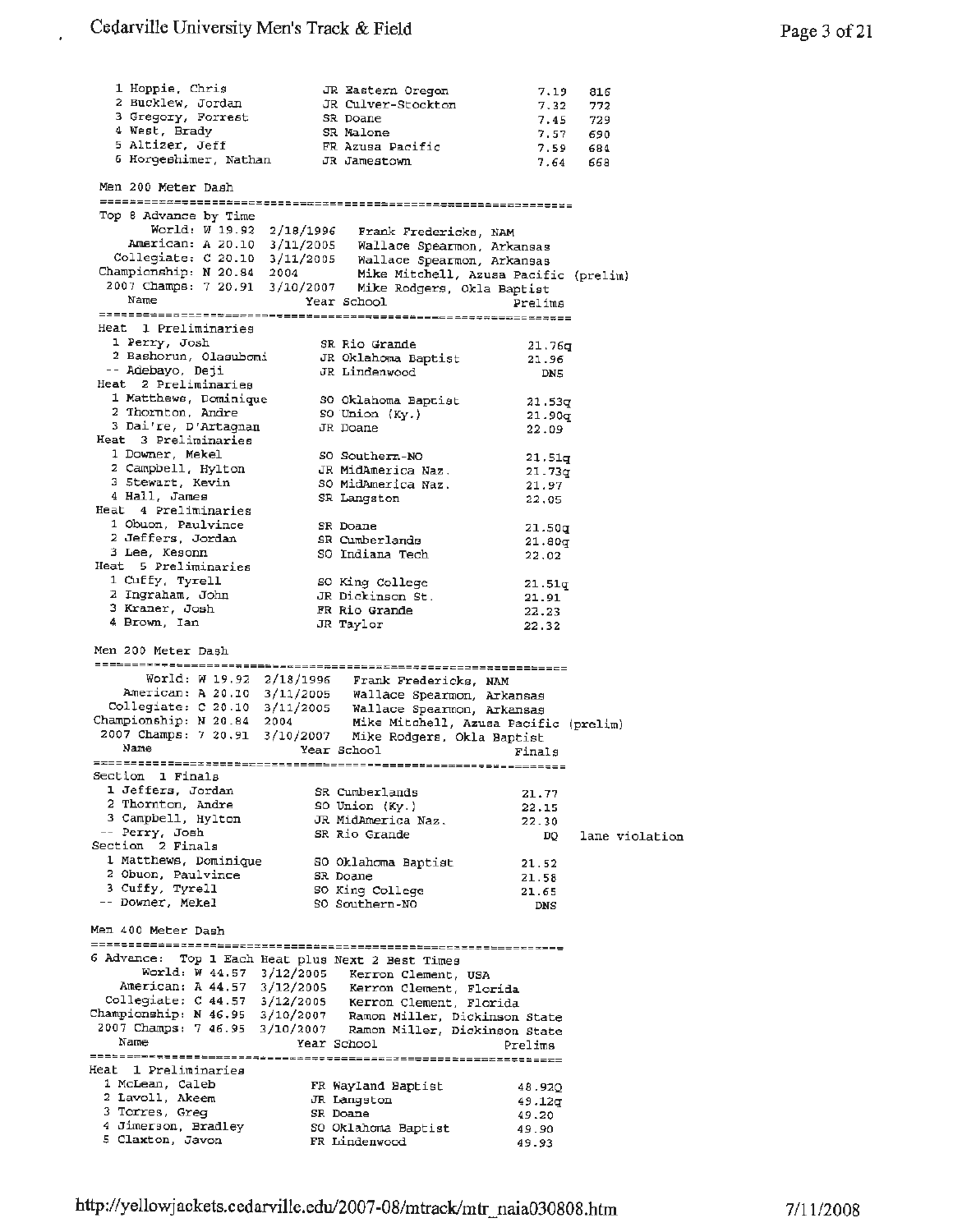| Place | Name | Year | School | Mark | Points |
|---|---|---|---|---|---|
| 1 | Hoppie, Chris | JR | Eastern Oregon | 7.19 | 816 |
| 2 | Bucklew, Jordan | JR | Culver-Stockton | 7.32 | 772 |
| 3 | Gregory, Forrest | SR | Doane | 7.45 | 729 |
| 4 | West, Brady | SR | Malone | 7.57 | 690 |
| 5 | Altizer, Jeff | FR | Azusa Pacific | 7.59 | 684 |
| 6 | Horgeshimer, Nathan | JR | Jamestown | 7.64 | 668 |

## Men 200 Meter Dash

Top 8 Advance by Time

- World: W 19.92 2/18/1996 Frank Fredericks, NAM
- American: A 20.10 3/11/2005 Wallace Spearmon, Arkansas
- Collegiate: C 20.10 3/11/2005 Wallace Spearmon, Arkansas
- Championship: N 20.84 2004 Mike Mitchell, Azusa Pacific (prelim)
- 2007 Champs: 7 20.91 3/10/2007 Mike Rodgers, Okla Baptist

| Place | Name | Year | School | Prelims |
|---|---|---|---|---|
| **Heat 1 Preliminaries** | | | | |
| 1 | Perry, Josh | SR | Rio Grande | 21.76q |
| 2 | Bashorun, Olasuboni | JR | Oklahoma Baptist | 21.96 |
| -- | Adebayo, Deji | JR | Lindenwood | DNS |
| **Heat 2 Preliminaries** | | | | |
| 1 | Matthews, Dominique | SO | Oklahoma Baptist | 21.53q |
| 2 | Thornton, Andre | SO | Union (Ky.) | 21.90q |
| 3 | Dai're, D'Artagnan | JR | Doane | 22.09 |
| **Heat 3 Preliminaries** | | | | |
| 1 | Downer, Mekel | SO | Southern-NO | 21.51q |
| 2 | Campbell, Hylton | JR | MidAmerica Naz. | 21.73q |
| 3 | Stewart, Kevin | SO | MidAmerica Naz. | 21.97 |
| 4 | Hall, James | SR | Langston | 22.05 |
| **Heat 4 Preliminaries** | | | | |
| 1 | Obuon, Paulvince | SR | Doane | 21.50q |
| 2 | Jeffers, Jordan | SR | Cumberlands | 21.80q |
| 3 | Lee, Kesonn | SO | Indiana Tech | 22.02 |
| **Heat 5 Preliminaries** | | | | |
| 1 | Cuffy, Tyrell | SO | King College | 21.51q |
| 2 | Ingraham, John | JR | Dickinson St. | 21.91 |
| 3 | Kraner, Josh | FR | Rio Grande | 22.23 |
| 4 | Brown, Ian | JR | Taylor | 22.32 |

## Men 200 Meter Dash

- World: W 19.92 2/18/1996 Frank Fredericks, NAM
- American: A 20.10 3/11/2005 Wallace Spearmon, Arkansas
- Collegiate: C 20.10 3/11/2005 Wallace Spearmon, Arkansas
- Championship: N 20.84 2004 Mike Mitchell, Azusa Pacific (prelim)
- 2007 Champs: 7 20.91 3/10/2007 Mike Rodgers, Okla Baptist

| Place | Name | Year | School | Finals | |
|---|---|---|---|---|---|
| **Section 1 Finals** | | | | | |
| 1 | Jeffers, Jordan | SR | Cumberlands | 21.77 | |
| 2 | Thornton, Andre | SO | Union (Ky.) | 22.15 | |
| 3 | Campbell, Hylton | JR | MidAmerica Naz. | 22.30 | |
| -- | Perry, Josh | SR | Rio Grande | DQ | lane violation |
| **Section 2 Finals** | | | | | |
| 1 | Matthews, Dominique | SO | Oklahoma Baptist | 21.52 | |
| 2 | Obuon, Paulvince | SR | Doane | 21.58 | |
| 3 | Cuffy, Tyrell | SO | King College | 21.65 | |
| -- | Downer, Mekel | SO | Southern-NO | DNS | |

## Men 400 Meter Dash

6 Advance: Top 1 Each Heat plus Next 2 Best Times

- World: W 44.57 3/12/2005 Kerron Clement, USA
- American: A 44.57 3/12/2005 Kerron Clement, Florida
- Collegiate: C 44.57 3/12/2005 Kerron Clement, Florida
- Championship: N 46.95 3/10/2007 Ramon Miller, Dickinson State
- 2007 Champs: 7 46.95 3/10/2007 Ramon Miller, Dickinson State

| Place | Name | Year | School | Prelims |
|---|---|---|---|---|
| **Heat 1 Preliminaries** | | | | |
| 1 | McLean, Caleb | FR | Wayland Baptist | 48.92Q |
| 2 | Lavoll, Akeem | JR | Langston | 49.12q |
| 3 | Torres, Greg | SR | Doane | 49.20 |
| 4 | Jimerson, Bradley | SO | Oklahoma Baptist | 49.90 |
| 5 | Claxton, Javon | FR | Lindenwood | 49.93 |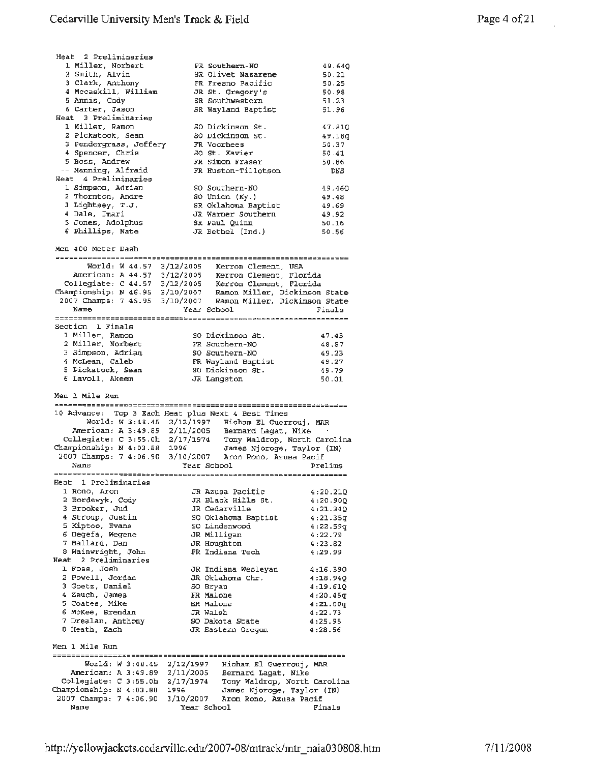**Heat 2 Preliminaries**

| Place | Name | Year | School | Prelims |
|---|---|---|---|---|
| 1 | Miller, Norbert | FR | Southern-NO | 49.64Q |
| 2 | Smith, Alvin | SR | Olivet Nazarene | 50.21 |
| 3 | Clark, Anthony | FR | Fresno Pacific | 50.25 |
| 4 | Mccaskill, William | JR | St. Gregory's | 50.98 |
| 5 | Annis, Cody | SR | Southwestern | 51.23 |
| 6 | Carter, Jason | SR | Wayland Baptist | 51.96 |

**Heat 3 Preliminaries**

| Place | Name | Year | School | Prelims |
|---|---|---|---|---|
| 1 | Miller, Ramon | SO | Dickinson St. | 47.81Q |
| 2 | Pickstock, Sean | SO | Dickinson St. | 49.18q |
| 3 | Pendergrass, Jeffery | FR | Voorhees | 50.37 |
| 4 | Spencer, Chris | SO | St. Xavier | 50.41 |
| 5 | Boss, Andrew | FR | Simon Fraser | 50.86 |
| -- | Manning, Alfraid | FR | Huston-Tillotson | DNS |

**Heat 4 Preliminaries**

| Place | Name | Year | School | Prelims |
|---|---|---|---|---|
| 1 | Simpson, Adrian | SO | Southern-NO | 49.46Q |
| 2 | Thornton, Andre | SO | Union (Ky.) | 49.48 |
| 3 | Lightsey, T.J. | SR | Oklahoma Baptist | 49.69 |
| 4 | Dale, Imari | JR | Warner Southern | 49.92 |
| 5 | Jones, Adolphus | SR | Paul Quinn | 50.16 |
| 6 | Phillips, Nate | JR | Bethel (Ind.) | 50.56 |

## Men 400 Meter Dash

```
       World: W 44.57  3/12/2005   Kerron Clement, USA
    American: A 44.57  3/12/2005   Kerron Clement, Florida
  Collegiate: C 44.57  3/12/2005   Kerron Clement, Florida
Championship: N 46.95  3/10/2007   Ramon Miller, Dickinson State
 2007 Champs: 7 46.95  3/10/2007   Ramon Miller, Dickinson State
```

**Section 1 Finals**

| Place | Name | Year | School | Finals |
|---|---|---|---|---|
| 1 | Miller, Ramon | SO | Dickinson St. | 47.43 |
| 2 | Miller, Norbert | FR | Southern-NO | 48.87 |
| 3 | Simpson, Adrian | SO | Southern-NO | 49.23 |
| 4 | McLean, Caleb | FR | Wayland Baptist | 49.27 |
| 5 | Pickstock, Sean | SO | Dickinson St. | 49.79 |
| 6 | Lavoll, Akeem | JR | Langston | 50.01 |

## Men 1 Mile Run

10 Advance: Top 3 Each Heat plus Next 4 Best Times

```
       World: W 3:48.45  2/12/1997   Hicham El Guerrouj, MAR
    American: A 3:49.89  2/11/2005   Bernard Lagat, Nike
  Collegiate: C 3:55.0h  2/17/1974   Tony Waldrop, North Carolina
Championship: N 4:03.88  1996        James Njoroge, Taylor (IN)
 2007 Champs: 7 4:06.90  3/10/2007   Aron Rono, Azusa Pacif
```

**Heat 1 Preliminaries**

| Place | Name | Year | School | Prelims |
|---|---|---|---|---|
| 1 | Rono, Aron | JR | Azusa Pacific | 4:20.21Q |
| 2 | Bordewyk, Cody | JR | Black Hills St. | 4:20.90Q |
| 3 | Brooker, Jud | JR | Cedarville | 4:21.34Q |
| 4 | Stroup, Justin | SO | Oklahoma Baptist | 4:21.35q |
| 5 | Kiptoo, Evans | SO | Lindenwood | 4:22.59q |
| 6 | Degefa, Wegene | JR | Milligan | 4:22.79 |
| 7 | Ballard, Dan | JR | Houghton | 4:23.82 |
| 8 | Wainwright, John | FR | Indiana Tech | 4:29.99 |

**Heat 2 Preliminaries**

| Place | Name | Year | School | Prelims |
|---|---|---|---|---|
| 1 | Foss, Josh | JR | Indiana Wesleyan | 4:16.39Q |
| 2 | Powell, Jordan | JR | Oklahoma Chr. | 4:18.94Q |
| 3 | Goetz, Daniel | SO | Bryan | 4:19.61Q |
| 4 | Zeuch, James | FR | Malone | 4:20.45q |
| 5 | Coates, Mike | SR | Malone | 4:21.00q |
| 6 | McKee, Brendan | JR | Walsh | 4:22.73 |
| 7 | Drealan, Anthony | SO | Dakota State | 4:25.95 |
| 8 | Heath, Zach | JR | Eastern Oregon | 4:28.56 |

## Men 1 Mile Run

```
       World: W 3:48.45  2/12/1997   Hicham El Guerrouj, MAR
    American: A 3:49.89  2/11/2005   Bernard Lagat, Nike
  Collegiate: C 3:55.0h  2/17/1974   Tony Waldrop, North Carolina
Championship: N 4:03.88  1996        James Njoroge, Taylor (IN)
 2007 Champs: 7 4:06.90  3/10/2007   Aron Rono, Azusa Pacif
    Name                    Year School                  Finals
```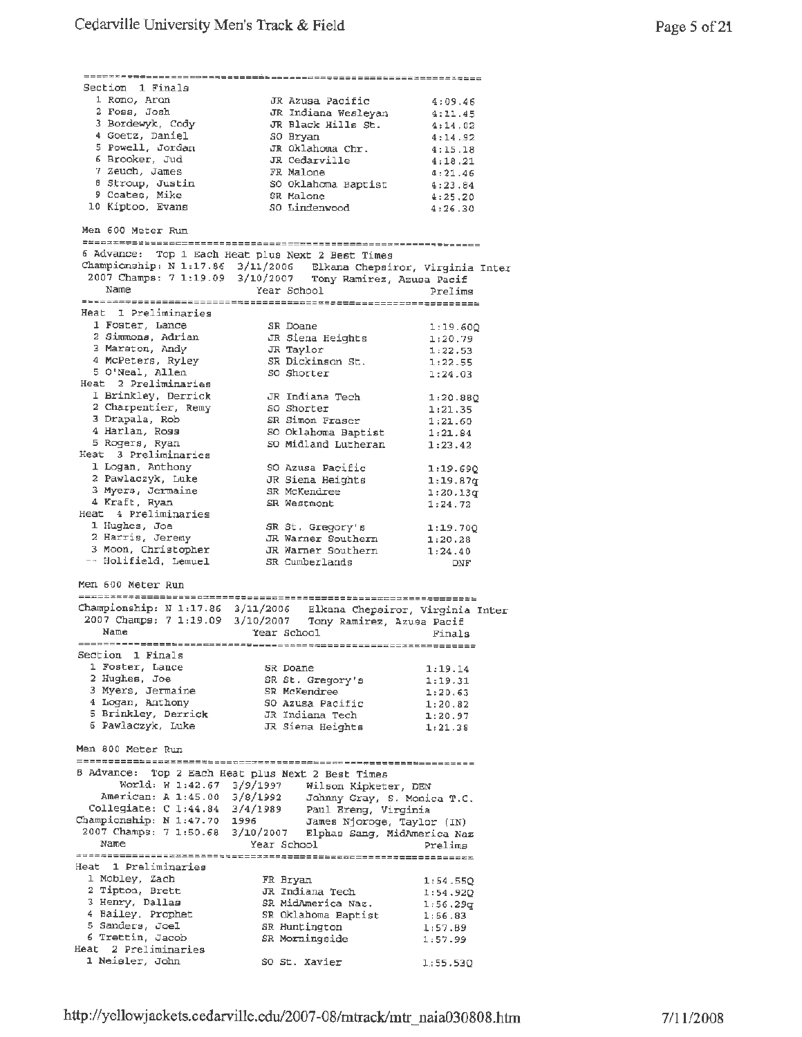Section 1 Finals

| | Name | Year | School | Finals |
|---|---|---|---|---|
| 1 | Rono, Aron | JR | Azusa Pacific | 4:09.46 |
| 2 | Foss, Josh | JR | Indiana Wesleyan | 4:11.45 |
| 3 | Bordewyk, Cody | JR | Black Hills St. | 4:14.02 |
| 4 | Goetz, Daniel | SO | Bryan | 4:14.92 |
| 5 | Powell, Jordan | JR | Oklahoma Chr. | 4:15.18 |
| 6 | Brooker, Jud | JR | Cedarville | 4:18.21 |
| 7 | Zeuch, James | FR | Malone | 4:21.46 |
| 8 | Stroup, Justin | SO | Oklahoma Baptist | 4:23.84 |
| 9 | Coates, Mike | SR | Malone | 4:25.20 |
| 10 | Kiptoo, Evans | SO | Lindenwood | 4:26.30 |

## Men 600 Meter Run

6 Advance: Top 1 Each Heat plus Next 2 Best Times
Championship: N 1:17.86 3/11/2006 Elkana Chepsiror, Virginia Inter
2007 Champs: 7 1:19.09 3/10/2007 Tony Ramirez, Azusa Pacif

| | Name | Year | School | Prelims |
|---|---|---|---|---|
| **Heat 1 Preliminaries** | | | | |
| 1 | Foster, Lance | SR | Doane | 1:19.60Q |
| 2 | Simmons, Adrian | JR | Siena Heights | 1:20.79 |
| 3 | Marston, Andy | JR | Taylor | 1:22.53 |
| 4 | McPeters, Ryley | SR | Dickinson St. | 1:22.55 |
| 5 | O'Neal, Allen | SO | Shorter | 1:24.03 |
| **Heat 2 Preliminaries** | | | | |
| 1 | Brinkley, Derrick | JR | Indiana Tech | 1:20.88Q |
| 2 | Charpentier, Remy | SO | Shorter | 1:21.35 |
| 3 | Drapala, Rob | SR | Simon Fraser | 1:21.60 |
| 4 | Harlan, Ross | SO | Oklahoma Baptist | 1:21.84 |
| 5 | Rogers, Ryan | SO | Midland Lutheran | 1:23.42 |
| **Heat 3 Preliminaries** | | | | |
| 1 | Logan, Anthony | SO | Azusa Pacific | 1:19.69Q |
| 2 | Pawlaczyk, Luke | JR | Siena Heights | 1:19.87q |
| 3 | Myers, Jermaine | SR | McKendree | 1:20.13q |
| 4 | Kraft, Ryan | SR | Westmont | 1:24.72 |
| **Heat 4 Preliminaries** | | | | |
| 1 | Hughes, Joe | SR | St. Gregory's | 1:19.70Q |
| 2 | Harris, Jeremy | JR | Warner Southern | 1:20.28 |
| 3 | Moon, Christopher | JR | Warner Southern | 1:24.40 |
| -- | Holifield, Lemuel | SR | Cumberlands | DNF |

## Men 600 Meter Run

Championship: N 1:17.86 3/11/2006 Elkana Chepsiror, Virginia Inter
2007 Champs: 7 1:19.09 3/10/2007 Tony Ramirez, Azusa Pacif

| | Name | Year | School | Finals |
|---|---|---|---|---|
| **Section 1 Finals** | | | | |
| 1 | Foster, Lance | SR | Doane | 1:19.14 |
| 2 | Hughes, Joe | SR | St. Gregory's | 1:19.31 |
| 3 | Myers, Jermaine | SR | McKendree | 1:20.63 |
| 4 | Logan, Anthony | SO | Azusa Pacific | 1:20.82 |
| 5 | Brinkley, Derrick | JR | Indiana Tech | 1:20.97 |
| 6 | Pawlaczyk, Luke | JR | Siena Heights | 1:21.38 |

## Men 800 Meter Run

8 Advance: Top 2 Each Heat plus Next 2 Best Times
World: W 1:42.67 3/9/1997 Wilson Kipketer, DEN
American: A 1:45.00 3/8/1992 Johnny Gray, S. Monica T.C.
Collegiate: C 1:44.84 3/4/1989 Paul Ereng, Virginia
Championship: N 1:47.70 1996 James Njoroge, Taylor (IN)
2007 Champs: 7 1:50.68 3/10/2007 Elphas Sang, MidAmerica Naz

| | Name | Year | School | Prelims |
|---|---|---|---|---|
| **Heat 1 Preliminaries** | | | | |
| 1 | Mobley, Zach | FR | Bryan | 1:54.55Q |
| 2 | Tipton, Brett | JR | Indiana Tech | 1:54.92Q |
| 3 | Henry, Dallas | SR | MidAmerica Naz. | 1:56.29q |
| 4 | Bailey, Prophet | SR | Oklahoma Baptist | 1:56.83 |
| 5 | Sanders, Joel | SR | Huntington | 1:57.89 |
| 6 | Trettin, Jacob | SR | Morningside | 1:57.99 |
| **Heat 2 Preliminaries** | | | | |
| 1 | Neisler, John | SO | St. Xavier | 1:55.53Q |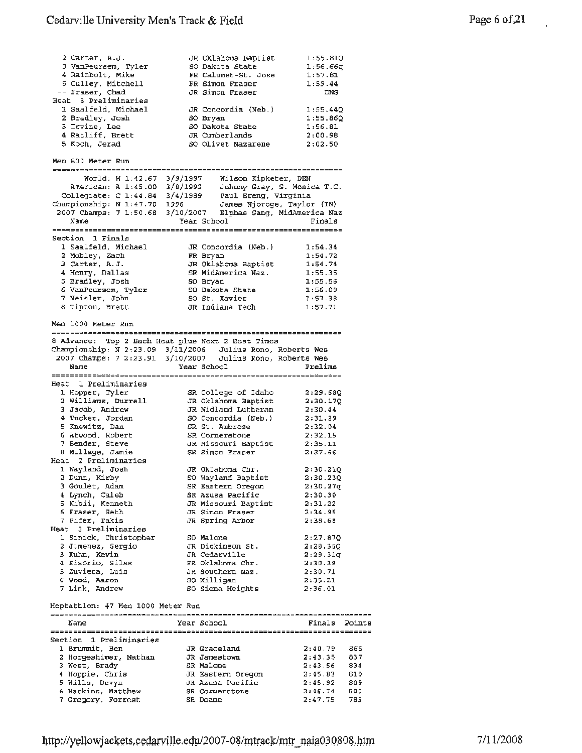| Place | Name | Year | School | Prelims |
|---|---|---|---|---|
| 2 | Carter, A.J. | JR | Oklahoma Baptist | 1:55.81Q |
| 3 | VanPeursem, Tyler | SO | Dakota State | 1:56.66q |
| 4 | Rainbolt, Mike | FR | Calumet-St. Jose | 1:57.81 |
| 5 | Culley, Mitchell | FR | Simon Fraser | 1:59.44 |
| -- | Fraser, Chad | JR | Simon Fraser | DNS |
| **Heat 3 Preliminaries** | | | | |
| 1 | Saalfeld, Michael | JR | Concordia (Neb.) | 1:55.44Q |
| 2 | Bradley, Josh | SO | Bryan | 1:55.86Q |
| 3 | Irvine, Lee | SO | Dakota State | 1:56.81 |
| 4 | Ratliff, Brett | JR | Cumberlands | 2:00.98 |
| 5 | Koch, Jerad | SO | Olivet Nazarene | 2:02.50 |

## Men 800 Meter Run

| Record | Mark | Date | Holder |
|---|---|---|---|
| World: W | 1:42.67 | 3/9/1997 | Wilson Kipketer, DEN |
| American: A | 1:45.00 | 3/8/1992 | Johnny Gray, S. Monica T.C. |
| Collegiate: C | 1:44.84 | 3/4/1989 | Paul Ereng, Virginia |
| Championship: N | 1:47.70 | 1996 | James Njoroge, Taylor (IN) |
| 2007 Champs: 7 | 1:50.68 | 3/10/2007 | Elphas Sang, MidAmerica Naz |

| Place | Name | Year | School | Finals |
|---|---|---|---|---|
| **Section 1 Finals** | | | | |
| 1 | Saalfeld, Michael | JR | Concordia (Neb.) | 1:54.34 |
| 2 | Mobley, Zach | FR | Bryan | 1:54.72 |
| 3 | Carter, A.J. | JR | Oklahoma Baptist | 1:54.74 |
| 4 | Henry, Dallas | SR | MidAmerica Naz. | 1:55.35 |
| 5 | Bradley, Josh | SO | Bryan | 1:55.56 |
| 6 | VanPeursem, Tyler | SO | Dakota State | 1:56.09 |
| 7 | Neisler, John | SO | St. Xavier | 1:57.38 |
| 8 | Tipton, Brett | JR | Indiana Tech | 1:57.71 |

## Men 1000 Meter Run

8 Advance: Top 2 Each Heat plus Next 2 Best Times

| Record | Mark | Date | Holder |
|---|---|---|---|
| Championship: N | 2:23.09 | 3/11/2006 | Julius Rono, Roberts Wes |
| 2007 Champs: 7 | 2:23.91 | 3/10/2007 | Julius Rono, Roberts Wes |

| Place | Name | Year | School | Prelims |
|---|---|---|---|---|
| **Heat 1 Preliminaries** | | | | |
| 1 | Hopper, Tyler | SR | College of Idaho | 2:29.68Q |
| 2 | Williams, Durrell | JR | Oklahoma Baptist | 2:30.17Q |
| 3 | Jacob, Andrew | JR | Midland Lutheran | 2:30.44 |
| 4 | Tucker, Jordan | SO | Concordia (Neb.) | 2:31.29 |
| 5 | Knewitz, Dan | SR | St. Ambrose | 2:32.04 |
| 6 | Atwood, Robert | SR | Cornerstone | 2:32.15 |
| 7 | Bender, Steve | JR | Missouri Baptist | 2:35.11 |
| 8 | Millage, Jamie | SR | Simon Fraser | 2:37.66 |
| **Heat 2 Preliminaries** | | | | |
| 1 | Wayland, Josh | JR | Oklahoma Chr. | 2:30.21Q |
| 2 | Dunn, Kirby | SO | Wayland Baptist | 2:30.23Q |
| 3 | Goulet, Adam | SR | Eastern Oregon | 2:30.27q |
| 4 | Lynch, Caleb | SR | Azusa Pacific | 2:30.30 |
| 5 | Kibii, Kenneth | JR | Missouri Baptist | 2:31.22 |
| 6 | Fraser, Seth | JR | Simon Fraser | 2:34.95 |
| 7 | Pifer, Taxis | JR | Spring Arbor | 2:38.68 |
| **Heat 3 Preliminaries** | | | | |
| 1 | Sinick, Christopher | SO | Malone | 2:27.87Q |
| 2 | Jimenez, Sergio | JR | Dickinson St. | 2:28.35Q |
| 3 | Kuhn, Kevin | JR | Cedarville | 2:29.31q |
| 4 | Kisorio, Silas | FR | Oklahoma Chr. | 2:30.39 |
| 5 | Zuvieta, Luis | JR | Southern Naz. | 2:30.71 |
| 6 | Wood, Aaron | SO | Milligan | 2:35.21 |
| 7 | Link, Andrew | SO | Siena Heights | 2:36.01 |

## Heptathlon: #7 Men 1000 Meter Run

| Place | Name | Year | School | Finals | Points |
|---|---|---|---|---|---|
| **Section 1 Preliminaries** | | | | | |
| 1 | Brummit, Ben | JR | Graceland | 2:40.79 | 865 |
| 2 | Horgeshimer, Nathan | JR | Jamestown | 2:43.35 | 837 |
| 3 | West, Brady | SR | Malone | 2:43.56 | 834 |
| 4 | Hoppie, Chris | JR | Eastern Oregon | 2:45.83 | 810 |
| 5 | Wills, Devyn | JR | Azusa Pacific | 2:45.92 | 809 |
| 6 | Haskins, Matthew | SR | Cornerstone | 2:46.74 | 800 |
| 7 | Gregory, Forrest | SR | Doane | 2:47.75 | 789 |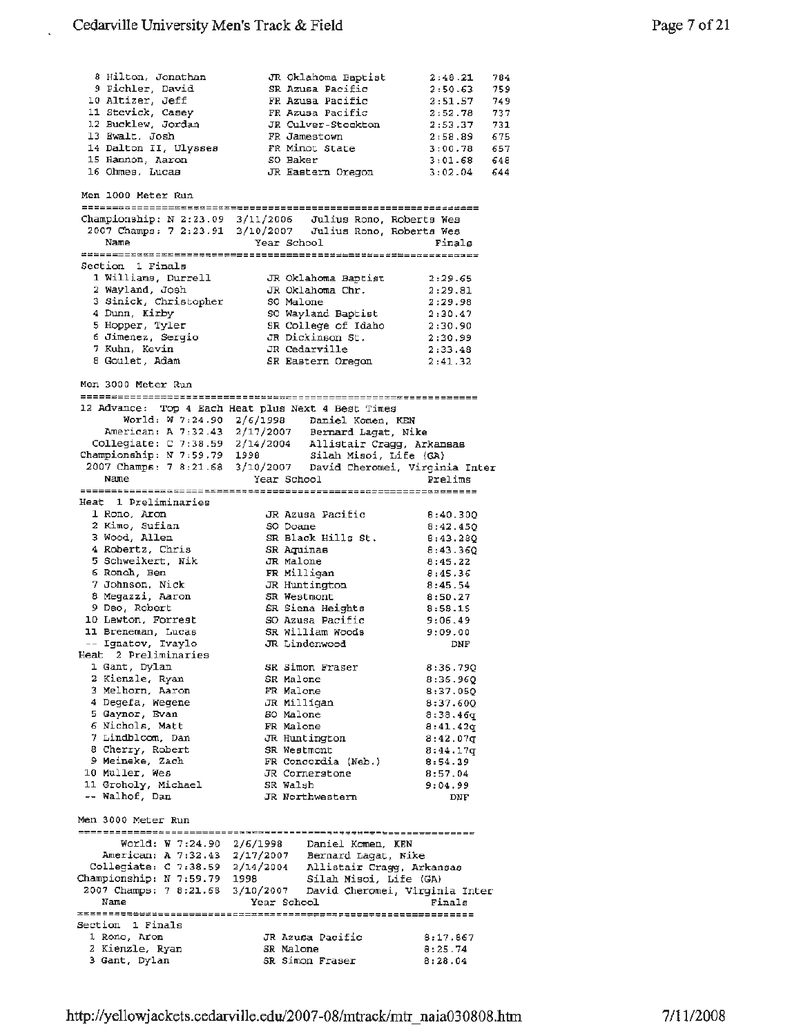| Place | Name | Year | School | Time | Points |
|---|---|---|---|---|---|
| 8 | Hilton, Jonathan | JR | Oklahoma Baptist | 2:48.21 | 784 |
| 9 | Pichler, David | SR | Azusa Pacific | 2:50.63 | 759 |
| 10 | Altizer, Jeff | FR | Azusa Pacific | 2:51.57 | 749 |
| 11 | Stevick, Casey | FR | Azusa Pacific | 2:52.78 | 737 |
| 12 | Bucklew, Jordan | JR | Culver-Stockton | 2:53.37 | 731 |
| 13 | Ewalt, Josh | FR | Jamestown | 2:58.89 | 675 |
| 14 | Dalton II, Ulysses | FR | Minot State | 3:00.78 | 657 |
| 15 | Hannon, Aaron | SO | Baker | 3:01.68 | 648 |
| 16 | Ohmes, Lucas | JR | Eastern Oregon | 3:02.04 | 644 |

## Men 1000 Meter Run

Championship: N 2:23.09 3/11/2006 Julius Rono, Roberts Wes
2007 Champs: 7 2:23.91 3/10/2007 Julius Rono, Roberts Wes

**Section 1 Finals**

| Place | Name | Year | School | Finals |
|---|---|---|---|---|
| 1 | Williams, Durrell | JR | Oklahoma Baptist | 2:29.65 |
| 2 | Wayland, Josh | JR | Oklahoma Chr. | 2:29.81 |
| 3 | Sinick, Christopher | SO | Malone | 2:29.98 |
| 4 | Dunn, Kirby | SO | Wayland Baptist | 2:30.47 |
| 5 | Hopper, Tyler | SR | College of Idaho | 2:30.90 |
| 6 | Jimenez, Sergio | JR | Dickinson St. | 2:30.99 |
| 7 | Kuhn, Kevin | JR | Cedarville | 2:33.48 |
| 8 | Goulet, Adam | SR | Eastern Oregon | 2:41.32 |

## Men 3000 Meter Run

12 Advance: Top 4 Each Heat plus Next 4 Best Times
World: W 7:24.90 2/6/1998 Daniel Komen, KEN
American: A 7:32.43 2/17/2007 Bernard Lagat, Nike
Collegiate: C 7:38.59 2/14/2004 Allistair Cragg, Arkansas
Championship: N 7:59.79 1998 Silah Misoi, Life (GA)
2007 Champs: 7 8:21.68 3/10/2007 David Cheromei, Virginia Inter

**Heat 1 Preliminaries**

| Place | Name | Year | School | Prelims |
|---|---|---|---|---|
| 1 | Rono, Aron | JR | Azusa Pacific | 8:40.30Q |
| 2 | Kimo, Sufian | SO | Doane | 8:42.45Q |
| 3 | Wood, Allen | SR | Black Hills St. | 8:43.28Q |
| 4 | Robertz, Chris | SR | Aquinas | 8:43.36Q |
| 5 | Schweikert, Nik | JR | Malone | 8:45.22 |
| 6 | Ronoh, Ben | FR | Milligan | 8:45.36 |
| 7 | Johnson, Nick | JR | Huntington | 8:45.54 |
| 8 | Megazzi, Aaron | SR | Westmont | 8:50.27 |
| 9 | Deo, Robert | SR | Siena Heights | 8:58.15 |
| 10 | Lewton, Forrest | SO | Azusa Pacific | 9:06.49 |
| 11 | Breneman, Lucas | SR | William Woods | 9:09.00 |
| -- | Ignatov, Ivaylo | JR | Lindenwood | DNF |

**Heat 2 Preliminaries**

| Place | Name | Year | School | Prelims |
|---|---|---|---|---|
| 1 | Gant, Dylan | SR | Simon Fraser | 8:35.79Q |
| 2 | Kienzle, Ryan | SR | Malone | 8:35.96Q |
| 3 | Melhorn, Aaron | FR | Malone | 8:37.05Q |
| 4 | Degefa, Wegene | JR | Milligan | 8:37.60Q |
| 5 | Gaynor, Evan | SO | Malone | 8:38.46q |
| 6 | Nichols, Matt | FR | Malone | 8:41.42q |
| 7 | Lindbloom, Dan | JR | Huntington | 8:42.07q |
| 8 | Cherry, Robert | SR | Westmont | 8:44.17q |
| 9 | Meineke, Zach | FR | Concordia (Neb.) | 8:54.39 |
| 10 | Muller, Wes | JR | Cornerstone | 8:57.04 |
| 11 | Groholy, Michael | SR | Walsh | 9:04.99 |
| -- | Walhof, Dan | JR | Northwestern | DNF |

## Men 3000 Meter Run

World: W 7:24.90 2/6/1998 Daniel Komen, KEN
American: A 7:32.43 2/17/2007 Bernard Lagat, Nike
Collegiate: C 7:38.59 2/14/2004 Allistair Cragg, Arkansas
Championship: N 7:59.79 1998 Silah Misoi, Life (GA)
2007 Champs: 7 8:21.68 3/10/2007 David Cheromei, Virginia Inter

**Section 1 Finals**

| Place | Name | Year | School | Finals |
|---|---|---|---|---|
| 1 | Rono, Aron | JR | Azusa Pacific | 8:17.867 |
| 2 | Kienzle, Ryan | SR | Malone | 8:25.74 |
| 3 | Gant, Dylan | SR | Simon Fraser | 8:28.04 |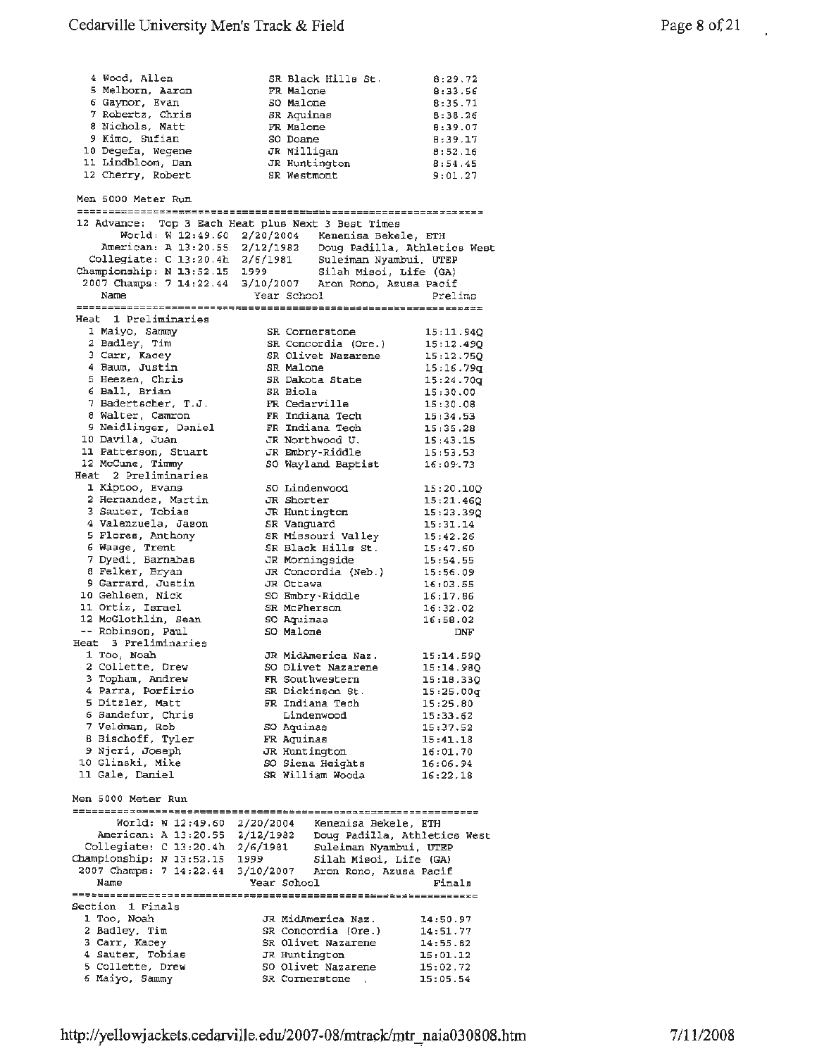| | Name | Year | School | Time |
|---|---|---|---|---|
| 4 | Wood, Allen | SR | Black Hills St. | 8:29.72 |
| 5 | Melhorn, Aaron | FR | Malone | 8:33.56 |
| 6 | Gaynor, Evan | SO | Malone | 8:35.71 |
| 7 | Robertz, Chris | SR | Aquinas | 8:38.26 |
| 8 | Nichols, Matt | FR | Malone | 8:39.07 |
| 9 | Kimo, Sufian | SO | Doane | 8:39.17 |
| 10 | Degefa, Wegene | JR | Milligan | 8:52.16 |
| 11 | Lindbloom, Dan | JR | Huntington | 8:54.45 |
| 12 | Cherry, Robert | SR | Westmont | 9:01.27 |

## Men 5000 Meter Run

12 Advance: Top 3 Each Heat plus Next 3 Best Times

- World: W 12:49.60 2/20/2004 Kenenisa Bekele, ETH
- American: A 13:20.55 2/12/1982 Doug Padilla, Athletics West
- Collegiate: C 13:20.4h 2/6/1981 Suleiman Nyambui, UTEP
- Championship: N 13:52.15 1999 Silah Misoi, Life (GA)
- 2007 Champs: 7 14:22.44 3/10/2007 Aron Rono, Azusa Pacif

### Heat 1 Preliminaries

| | Name | Year | School | Prelims |
|---|---|---|---|---|
| 1 | Maiyo, Sammy | SR | Cornerstone | 15:11.94Q |
| 2 | Badley, Tim | SR | Concordia (Ore.) | 15:12.49Q |
| 3 | Carr, Kacey | SR | Olivet Nazarene | 15:12.75Q |
| 4 | Baum, Justin | SR | Malone | 15:16.79q |
| 5 | Heezen, Chris | SR | Dakota State | 15:24.70q |
| 6 | Ball, Brian | SR | Biola | 15:30.00 |
| 7 | Badertscher, T.J. | FR | Cedarville | 15:30.08 |
| 8 | Walter, Camron | FR | Indiana Tech | 15:34.53 |
| 9 | Neidlinger, Daniel | FR | Indiana Tech | 15:35.28 |
| 10 | Davila, Juan | JR | Northwood U. | 15:43.15 |
| 11 | Patterson, Stuart | JR | Embry-Riddle | 15:53.53 |
| 12 | McCune, Timmy | SO | Wayland Baptist | 16:09.73 |

### Heat 2 Preliminaries

| | Name | Year | School | Prelims |
|---|---|---|---|---|
| 1 | Kiptoo, Evans | SO | Lindenwood | 15:20.10Q |
| 2 | Hernandez, Martin | JR | Shorter | 15:21.46Q |
| 3 | Sauter, Tobias | JR | Huntington | 15:23.39Q |
| 4 | Valenzuela, Jason | SR | Vanguard | 15:31.14 |
| 5 | Flores, Anthony | SR | Missouri Valley | 15:42.26 |
| 6 | Waage, Trent | SR | Black Hills St. | 15:47.60 |
| 7 | Dyedi, Barnabas | JR | Morningside | 15:54.55 |
| 8 | Felker, Bryan | JR | Concordia (Neb.) | 15:56.09 |
| 9 | Garrard, Justin | JR | Ottawa | 16:03.55 |
| 10 | Gehlsen, Nick | SO | Embry-Riddle | 16:17.86 |
| 11 | Ortiz, Israel | SR | McPherson | 16:32.02 |
| 12 | McGlothlin, Sean | SO | Aquinas | 16:58.02 |
| -- | Robinson, Paul | SO | Malone | DNF |

### Heat 3 Preliminaries

| | Name | Year | School | Prelims |
|---|---|---|---|---|
| 1 | Too, Noah | JR | MidAmerica Naz. | 15:14.59Q |
| 2 | Collette, Drew | SO | Olivet Nazarene | 15:14.98Q |
| 3 | Topham, Andrew | FR | Southwestern | 15:18.33Q |
| 4 | Parra, Porfirio | SR | Dickinson St. | 15:25.00q |
| 5 | Ditzler, Matt | FR | Indiana Tech | 15:25.80 |
| 6 | Sandefur, Chris | | Lindenwood | 15:33.62 |
| 7 | Veldman, Rob | SO | Aquinas | 15:37.52 |
| 8 | Bischoff, Tyler | FR | Aquinas | 15:41.18 |
| 9 | Njeri, Joseph | JR | Huntington | 16:01.70 |
| 10 | Glinski, Mike | SO | Siena Heights | 16:06.94 |
| 11 | Gale, Daniel | SR | William Wooda | 16:22.18 |

## Men 5000 Meter Run

- World: W 12:49.60 2/20/2004 Kenenisa Bekele, ETH
- American: A 13:20.55 2/12/1982 Doug Padilla, Athletics West
- Collegiate: C 13:20.4h 2/6/1981 Suleiman Nyambui, UTEP
- Championship: N 13:52.15 1999 Silah Misoi, Life (GA)
- 2007 Champs: 7 14:22.44 3/10/2007 Aron Rono, Azusa Pacif

### Section 1 Finals

| | Name | Year | School | Finals |
|---|---|---|---|---|
| 1 | Too, Noah | JR | MidAmerica Naz. | 14:50.97 |
| 2 | Badley, Tim | SR | Concordia (Ore.) | 14:51.77 |
| 3 | Carr, Kacey | SR | Olivet Nazarene | 14:55.82 |
| 4 | Sauter, Tobias | JR | Huntington | 15:01.12 |
| 5 | Collette, Drew | SO | Olivet Nazarene | 15:02.72 |
| 6 | Maiyo, Sammy | SR | Cornerstone | 15:05.54 |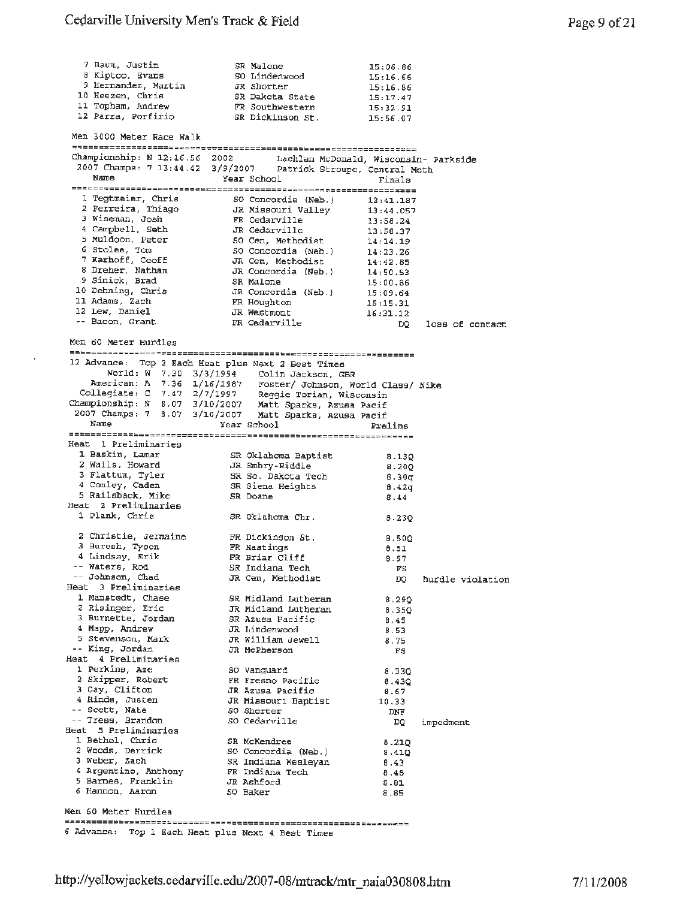| Place | Name | Year | School | Finals |
|---|---|---|---|---|
| 7 | Baum, Justin | SR | Malone | 15:06.86 |
| 8 | Kiptoo, Evans | SO | Lindenwood | 15:16.66 |
| 9 | Hernandez, Martin | JR | Shorter | 15:16.86 |
| 10 | Heezen, Chris | SR | Dakota State | 15:17.47 |
| 11 | Topham, Andrew | FR | Southwestern | 15:32.91 |
| 12 | Parra, Porfirio | SR | Dickinson St. | 15:56.07 |

## Men 3000 Meter Race Walk

Championship: N 12:16.56 2002 Lachlan McDonald, Wisconsin- Parkside
2007 Champs: 7 13:44.42 3/9/2007 Patrick Stroupe, Central Meth

| Place | Name | Year | School | Finals | Note |
|---|---|---|---|---|---|
| 1 | Tegtmeier, Chris | SO | Concordia (Neb.) | 12:41.187 | |
| 2 | Ferreira, Thiago | JR | Missouri Valley | 13:44.057 | |
| 3 | Wiseman, Josh | FR | Cedarville | 13:58.24 | |
| 4 | Campbell, Seth | JR | Cedarville | 13:58.37 | |
| 5 | Muldoon, Peter | SO | Cen. Methodist | 14:14.19 | |
| 6 | Stolee, Tom | SO | Concordia (Neb.) | 14:23.26 | |
| 7 | Karhoff, Geoff | JR | Cen. Methodist | 14:42.85 | |
| 8 | Dreher, Nathan | JR | Concordia (Neb.) | 14:50.53 | |
| 9 | Sinick, Brad | SR | Malone | 15:00.86 | |
| 10 | Dehning, Chris | JR | Concordia (Neb.) | 15:09.64 | |
| 11 | Adams, Zach | FR | Houghton | 15:15.31 | |
| 12 | Lew, Daniel | JR | Westmont | 16:31.12 | |
| -- | Bacon, Grant | FR | Cedarville | DQ | loss of contact |

## Men 60 Meter Hurdles

12 Advance: Top 2 Each Heat plus Next 2 Best Times
World: W 7.30 3/3/1994 Colin Jackson, GBR
American: A 7.36 1/16/1987 Foster/ Johnson, World Class/ Nike
Collegiate: C 7.47 2/7/1997 Reggie Torian, Wisconsin
Championship: N 8.07 3/10/2007 Matt Sparks, Azusa Pacif
2007 Champs: 7 8.07 3/10/2007 Matt Sparks, Azusa Pacif

| Place | Name | Year | School | Prelims | Note |
|---|---|---|---|---|---|
| **Heat 1 Preliminaries** | | | | | |
| 1 | Baskin, Lamar | SR | Oklahoma Baptist | 8.13Q | |
| 2 | Walls, Howard | JR | Embry-Riddle | 8.20Q | |
| 3 | Flattum, Tyler | SR | So. Dakota Tech | 8.30q | |
| 4 | Conley, Caden | SR | Siena Heights | 8.42q | |
| 5 | Railsback, Mike | SR | Doane | 8.44 | |
| **Heat 2 Preliminaries** | | | | | |
| 1 | Plank, Chris | SR | Oklahoma Chr. | 8.23Q | |
| 2 | Christie, Jermaine | FR | Dickinson St. | 8.50Q | |
| 3 | Buresh, Tyson | FR | Hastings | 8.51 | |
| 4 | Lindsay, Erik | FR | Briar Cliff | 8.97 | |
| -- | Waters, Rod | SR | Indiana Tech | FS | |
| -- | Johnson, Chad | JR | Cen. Methodist | DQ | hurdle violation |
| **Heat 3 Preliminaries** | | | | | |
| 1 | Mansteit, Chase | SR | Midland Lutheran | 8.29Q | |
| 2 | Risinger, Eric | JR | Midland Lutheran | 8.35Q | |
| 3 | Burnette, Jordan | SR | Azusa Pacific | 8.45 | |
| 4 | Mapp, Andrew | JR | Lindenwood | 8.53 | |
| 5 | Stevenson, Mark | JR | William Jewell | 8.75 | |
| -- | King, Jordan | JR | McPherson | FS | |
| **Heat 4 Preliminaries** | | | | | |
| 1 | Perkins, Aze | SO | Vanguard | 8.33Q | |
| 2 | Skipper, Robert | FR | Fresno Pacific | 8.43Q | |
| 3 | Gay, Clifton | JR | Azusa Pacific | 8.67 | |
| 4 | Hinds, Justen | JR | Missouri Baptist | 10.33 | |
| -- | Scott, Nate | SO | Shorter | DNF | |
| -- | Tress, Brandon | SO | Cedarville | DQ | impedment |
| **Heat 5 Preliminaries** | | | | | |
| 1 | Bethel, Chris | SR | McKendree | 8.21Q | |
| 2 | Woods, Derrick | SO | Concordia (Neb.) | 8.41Q | |
| 3 | Weber, Zach | SR | Indiana Wesleyan | 8.43 | |
| 4 | Argentino, Anthony | FR | Indiana Tech | 8.48 | |
| 5 | Barnes, Franklin | JR | Ashford | 8.81 | |
| 6 | Hannon, Aaron | SO | Baker | 8.85 | |

## Men 60 Meter Hurdles

6 Advance: Top 1 Each Heat plus Next 4 Best Times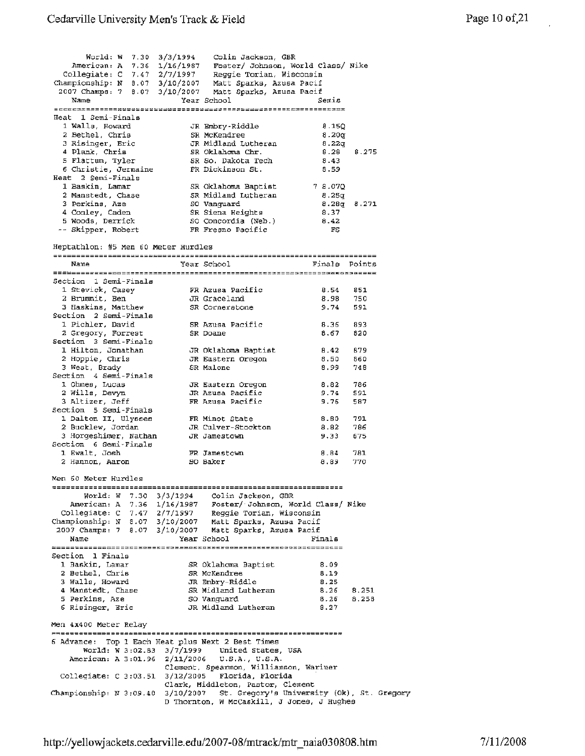| | | | |
|---|---|---|---|
| World: W | 7.30 | 3/3/1994 | Colin Jackson, GBR |
| American: A | 7.36 | 1/16/1987 | Foster/ Johnson, World Class/ Nike |
| Collegiate: C | 7.47 | 2/7/1997 | Reggie Torian, Wisconsin |
| Championship: N | 8.07 | 3/10/2007 | Matt Sparks, Azusa Pacif |
| 2007 Champs: 7 | 8.07 | 3/10/2007 | Matt Sparks, Azusa Pacif |

| | Name | Year | School | Semis | |
|---|---|---|---|---|---|
| **Heat 1 Semi-Finals** | | | | | |
| 1 | Walls, Howard | JR | Embry-Riddle | 8.15Q | |
| 2 | Bethel, Chris | SR | McKendree | 8.20q | |
| 3 | Risinger, Eric | JR | Midland Lutheran | 8.22q | |
| 4 | Plank, Chris | SR | Oklahoma Chr. | 8.28 | 8.275 |
| 5 | Flattum, Tyler | SR | So. Dakota Tech | 8.43 | |
| 6 | Christie, Jermaine | FR | Dickinson St. | 8.59 | |
| **Heat 2 Semi-Finals** | | | | | |
| 1 | Baskin, Lamar | SR | Oklahoma Baptist | 7 8.07Q | |
| 2 | Manstedt, Chase | SR | Midland Lutheran | 8.25q | |
| 3 | Perkins, Aze | SO | Vanguard | 8.28q | 8.271 |
| 4 | Conley, Caden | SR | Siena Heights | 8.37 | |
| 5 | Woods, Derrick | SO | Concordia (Neb.) | 8.42 | |
| -- | Skipper, Robert | FR | Fresno Pacific | FS | |

## Heptathlon: #5 Men 60 Meter Hurdles

| | Name | Year | School | Finals | Points |
|---|---|---|---|---|---|
| **Section 1 Semi-Finals** | | | | | |
| 1 | Stevick, Casey | FR | Azusa Pacific | 8.54 | 851 |
| 2 | Brummit, Ben | JR | Graceland | 8.98 | 750 |
| 3 | Haskins, Matthew | SR | Cornerstone | 9.74 | 591 |
| **Section 2 Semi-Finals** | | | | | |
| 1 | Pichler, David | SR | Azusa Pacific | 8.36 | 893 |
| 2 | Gregory, Forrest | SR | Doane | 8.67 | 820 |
| **Section 3 Semi-Finals** | | | | | |
| 1 | Hilton, Jonathan | JR | Oklahoma Baptist | 8.42 | 879 |
| 2 | Hopple, Chris | JR | Eastern Oregon | 8.50 | 860 |
| 3 | West, Brady | SR | Malone | 8.99 | 748 |
| **Section 4 Semi-Finals** | | | | | |
| 1 | Ohmes, Lucas | JR | Eastern Oregon | 8.82 | 786 |
| 2 | Wills, Devyn | JR | Azusa Pacific | 9.74 | 591 |
| 3 | Altizer, Jeff | FR | Azusa Pacific | 9.76 | 587 |
| **Section 5 Semi-Finals** | | | | | |
| 1 | Dalton II, Ulysses | FR | Minot State | 8.80 | 791 |
| 2 | Bucklew, Jordan | JR | Culver-Stockton | 8.82 | 786 |
| 3 | Horgeshimer, Nathan | JR | Jamestown | 9.33 | 675 |
| **Section 6 Semi-Finals** | | | | | |
| 1 | Ewalt, Josh | FR | Jamestown | 8.84 | 781 |
| 2 | Hannon, Aaron | SO | Baker | 8.89 | 770 |

## Men 60 Meter Hurdles

| | | | |
|---|---|---|---|
| World: W | 7.30 | 3/3/1994 | Colin Jackson, GBR |
| American: A | 7.36 | 1/16/1987 | Foster/ Johnson, World Class/ Nike |
| Collegiate: C | 7.47 | 2/7/1997 | Reggie Torian, Wisconsin |
| Championship: N | 8.07 | 3/10/2007 | Matt Sparks, Azusa Pacif |
| 2007 Champs: 7 | 8.07 | 3/10/2007 | Matt Sparks, Azusa Pacif |

| | Name | Year | School | Finals | |
|---|---|---|---|---|---|
| **Section 1 Finals** | | | | | |
| 1 | Baskin, Lamar | SR | Oklahoma Baptist | 8.09 | |
| 2 | Bethel, Chris | SR | McKendree | 8.19 | |
| 3 | Walls, Howard | JR | Embry-Riddle | 8.25 | |
| 4 | Manstedt, Chase | SR | Midland Lutheran | 8.26 | 8.251 |
| 5 | Perkins, Aze | SO | Vanguard | 8.26 | 8.258 |
| 6 | Risinger, Eric | JR | Midland Lutheran | 8.27 | |

## Men 4x400 Meter Relay

6 Advance: Top 1 Each Heat plus Next 2 Best Times

| | | | |
|---|---|---|---|
| World: W | 3:02.83 | 3/7/1999 | United States, USA |
| American: A | 3:01.96 | 2/11/2006 | U.S.A., U.S.A. Clement, Spearmon, Williamson, Wariner |
| Collegiate: C | 3:03.51 | 3/12/2005 | Florida, Florida Clark, Middleton, Pastor, Clement |
| Championship: N | 3:09.40 | 3/10/2007 | St. Gregory's University (Ok), St. Gregory D Thornton, W McCaskill, J Jones, J Hughes |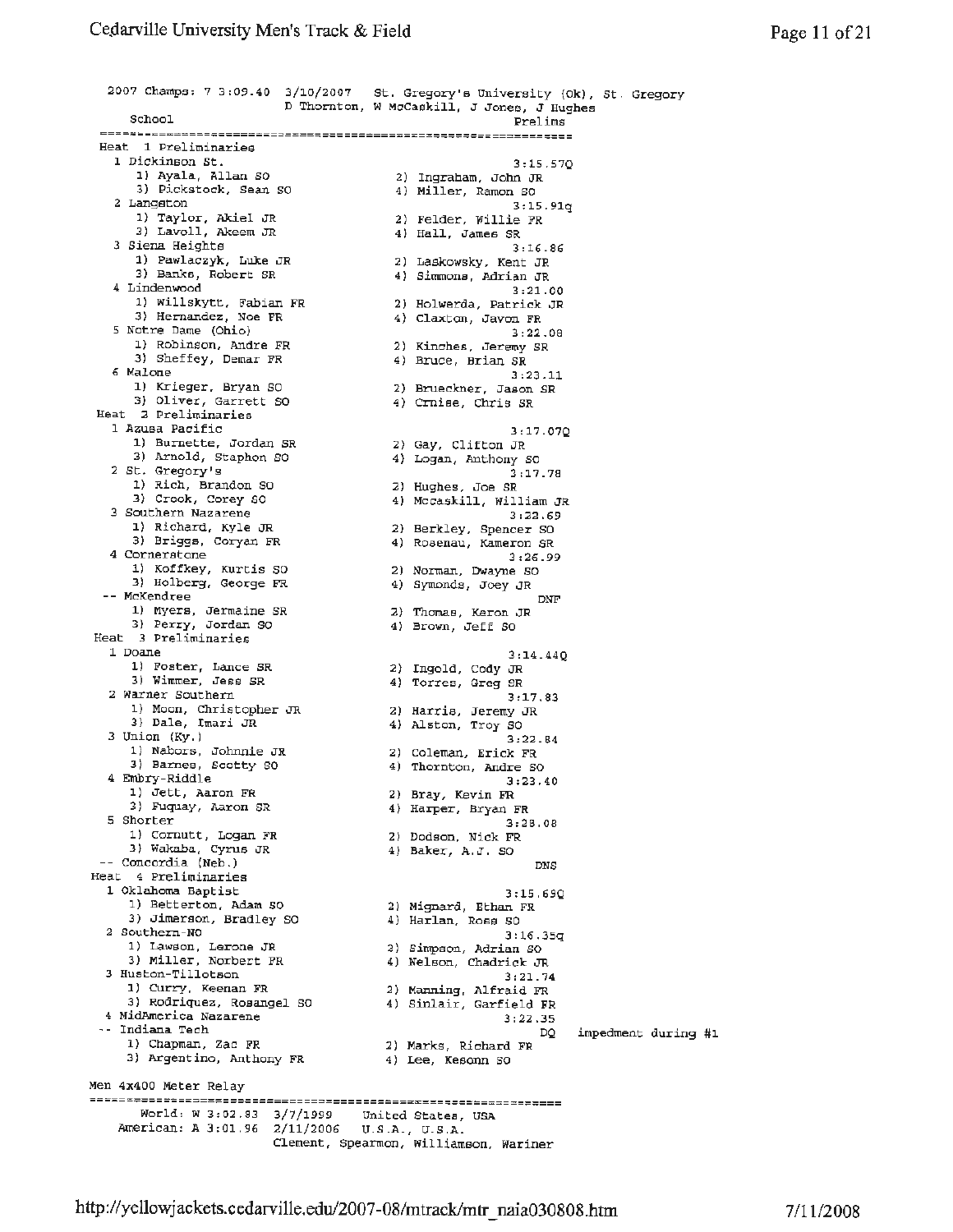2007 Champs: 7 3:09.40 3/10/2007 St. Gregory's University (Ok), St. Gregory
D Thornton, W McCaskill, J Jones, J Hughes

```
    School                                               Prelims
===============================================================
Heat  1 Preliminaries
  1 Dickinson St.                                      3:15.57Q
     1) Ayala, Allan SO                2) Ingraham, John JR
     3) Pickstock, Sean SO             4) Miller, Ramon SO
  2 Langston                                           3:15.91q
     1) Taylor, Akiel JR               2) Felder, Willie FR
     3) Lavoll, Akeem JR               4) Hall, James SR
  3 Siena Heights                                      3:16.86
     1) Pawlaczyk, Luke JR             2) Laskowsky, Kent JR
     3) Banks, Robert SR               4) Simmons, Adrian JR
  4 Lindenwood                                         3:21.00
     1) Willskytt, Fabian FR           2) Holwerda, Patrick JR
     3) Hernandez, Noe FR              4) Claxton, Javon FR
  5 Notre Dame (Ohio)                                  3:22.08
     1) Robinson, Andre FR             2) Kinches, Jeremy SR
     3) Sheffey, Demar FR              4) Bruce, Brian SR
  6 Malone                                             3:23.11
     1) Krieger, Bryan SO              2) Brueckner, Jason SR
     3) Oliver, Garrett SO             4) Crnise, Chris SR
Heat  2 Preliminaries
  1 Azusa Pacific                                      3:17.07Q
     1) Burnette, Jordan SR            2) Gay, Clifton JR
     3) Arnold, Staphon SO             4) Logan, Anthony SO
  2 St. Gregory's                                      3:17.78
     1) Rich, Brandon SO               2) Hughes, Joe SR
     3) Crook, Corey SO                4) Mccaskill, William JR
  3 Southern Nazarene                                  3:22.69
     1) Richard, Kyle JR               2) Berkley, Spencer SO
     3) Briggs, Coryan FR              4) Rosenau, Kameron SR
  4 Cornerstone                                        3:26.99
     1) Koffkey, Kurtis SO             2) Norman, Dwayne SO
     3) Holberg, George FR             4) Symonds, Joey JR
 -- McKendree                                              DNF
     1) Myers, Jermaine SR             2) Thomas, Karon JR
     3) Perry, Jordan SO               4) Brown, Jeff SO
Heat  3 Preliminaries
  1 Doane                                              3:14.44Q
     1) Foster, Lance SR               2) Ingold, Cody JR
     3) Wimmer, Jess SR                4) Torres, Greg SR
  2 Warner Southern                                    3:17.83
     1) Moon, Christopher JR           2) Harris, Jeremy JR
     3) Dale, Imari JR                 4) Alston, Troy SO
  3 Union (Ky.)                                        3:22.84
     1) Nabors, Johnnie JR             2) Coleman, Erick FR
     3) Barnes, Scotty SO              4) Thornton, Andre SO
  4 Embry-Riddle                                       3:23.40
     1) Jett, Aaron FR                 2) Bray, Kevin FR
     3) Fuquay, Aaron SR               4) Harper, Bryan FR
  5 Shorter                                            3:28.08
     1) Cornutt, Logan FR              2) Dodson, Nick FR
     3) Wakaba, Cyrus JR               4) Baker, A.J. SO
 -- Concordia (Neb.)                                       DNS
Heat  4 Preliminaries
  1 Oklahoma Baptist                                   3:15.69Q
     1) Betterton, Adam SO             2) Mignard, Ethan FR
     3) Jimerson, Bradley SO           4) Harlan, Ross SO
  2 Southern-NO                                        3:16.35q
     1) Lawson, Lerone JR              2) Simpson, Adrian SO
     3) Miller, Norbert FR             4) Nelson, Chadrick JR
  3 Huston-Tillotson                                   3:21.74
     1) Curry, Keenan FR               2) Manning, Alfraid FR
     3) Rodriquez, Rosangel SO         4) Sinlair, Garfield FR
  4 MidAmerica Nazarene                                3:22.35
 -- Indiana Tech                                           DQ    impedment during #1
     1) Chapman, Zac FR                2) Marks, Richard FR
     3) Argentino, Anthony FR          4) Lee, Kesonn SO
```

Men 4x400 Meter Relay

```
===============================================================
      World: W 3:02.83  3/7/1999    United States, USA
   American: A 3:01.96  2/11/2006   U.S.A., U.S.A.
                        Clement, Spearmon, Williamson, Wariner
```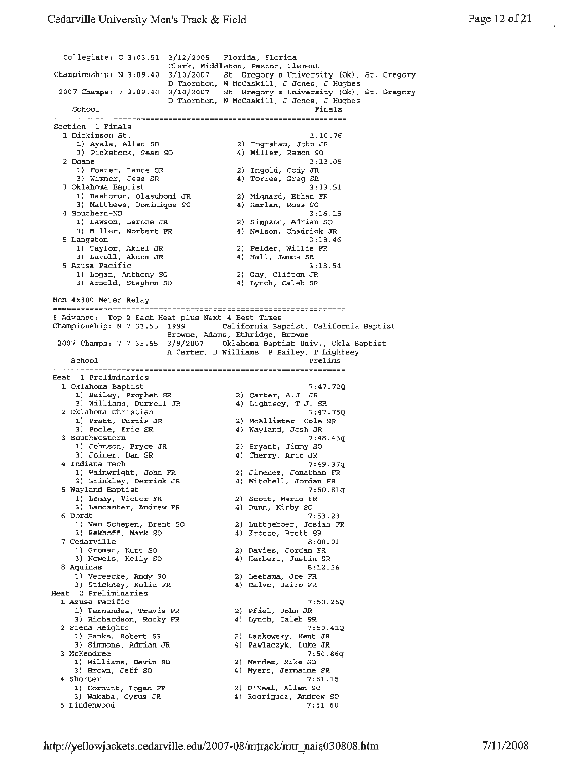```
   Collegiate: C 3:03.51  3/12/2005   Florida, Florida
                          Clark, Middleton, Pastor, Clement
 Championship: N 3:09.40  3/10/2007   St. Gregory's University (Ok), St. Gregory
                          D Thornton, W McCaskill, J Jones, J Hughes
  2007 Champs: 7 3:09.40  3/10/2007   St. Gregory's University (Ok), St. Gregory
                          D Thornton, W McCaskill, J Jones, J Hughes
    School                                                  Finals
================================================================
Section  1 Finals
  1 Dickinson St.                                          3:10.76
     1) Ayala, Allan SO                2) Ingraham, John JR
     3) Pickstock, Sean SO             4) Miller, Ramon SO
  2 Doane                                                  3:13.05
     1) Foster, Lance SR               2) Ingold, Cody JR
     3) Wimmer, Jess SR                4) Torres, Greg SR
  3 Oklahoma Baptist                                       3:13.51
     1) Bashorun, Olasubomi JR         2) Mignard, Ethan FR
     3) Matthews, Dominique SO         4) Harlan, Ross SO
  4 Southern-NO                                            3:16.15
     1) Lawson, Lerone JR              2) Simpson, Adrian SO
     3) Miller, Norbert FR             4) Nelson, Chadrick JR
  5 Langston                                               3:18.46
     1) Taylor, Akiel JR               2) Felder, Willie FR
     3) Lavoll, Akeem JR               4) Hall, James SR
  6 Azusa Pacific                                          3:18.54
     1) Logan, Anthony SO              2) Gay, Clifton JR
     3) Arnold, Staphon SO             4) Lynch, Caleb SR

Men 4x800 Meter Relay
================================================================
8 Advance: Top 2 Each Heat plus Next 4 Best Times
Championship: N 7:31.55  1999        California Baptist, California Baptist
                          Browne, Adams, Ethridge, Browne
 2007 Champs: 7 7:35.55  3/9/2007    Oklahoma Baptist Univ., Okla Baptist
                          A Carter, D Williams, P Bailey, T Lightsey
    School                                                 Prelims
================================================================
Heat  1 Preliminaries
  1 Oklahoma Baptist                                       7:47.72Q
     1) Bailey, Prophet SR             2) Carter, A.J. JR
     3) Williams, Durrell JR           4) Lightsey, T.J. SR
  2 Oklahoma Christian                                     7:47.75Q
     1) Pratt, Curtis JR               2) McAllister, Cole SR
     3) Poole, Eric SR                 4) Wayland, Josh JR
  3 Southwestern                                           7:48.43q
     1) Johnson, Bryce JR              2) Bryant, Jimmy SO
     3) Joiner, Dan SR                 4) Cherry, Aric JR
  4 Indiana Tech                                           7:49.37q
     1) Wainwright, John FR            2) Jimenez, Jonathan FR
     3) Brinkley, Derrick JR           4) Mitchell, Jordan FR
  5 Wayland Baptist                                        7:50.81q
     1) Lemay, Victor FR               2) Scott, Mario FR
     3) Lancaster, Andrew FR           4) Dunn, Kirby SO
  6 Dordt                                                  7:53.23
     1) Van Schepen, Brent SO          2) Luttjeboer, Josiah FR
     3) Eekhoff, Mark SO               4) Kroeze, Brett SR
  7 Cedarville                                             8:00.01
     1) Groman, Kurt SO                2) Davies, Jordan FR
     3) Nowels, Kelly SO               4) Herbert, Justin SR
  8 Aquinas                                                8:12.56
     1) Vereecke, Andy SO              2) Leetsma, Joe FR
     3) Stickney, Kolin FR             4) Calvo, Jairo FR
Heat  2 Preliminaries
  1 Azusa Pacific                                          7:50.25Q
     1) Fernandes, Travis FR           2) Pfiel, John JR
     3) Richardson, Rocky FR           4) Lynch, Caleb SR
  2 Siena Heights                                          7:50.41Q
     1) Banks, Robert SR               2) Laskowsky, Kent JR
     3) Simmons, Adrian JR             4) Pawlaczyk, Luke JR
  3 McKendree                                              7:50.86q
     1) Williams, Devin SO             2) Mendez, Mike SO
     3) Brown, Jeff SO                 4) Myers, Jermaine SR
  4 Shorter                                                7:51.15
     1) Cornutt, Logan FR              2) O'Neal, Allen SO
     3) Wakaba, Cyrus JR               4) Rodriguez, Andrew SO
  5 Lindenwood                                             7:51.60
```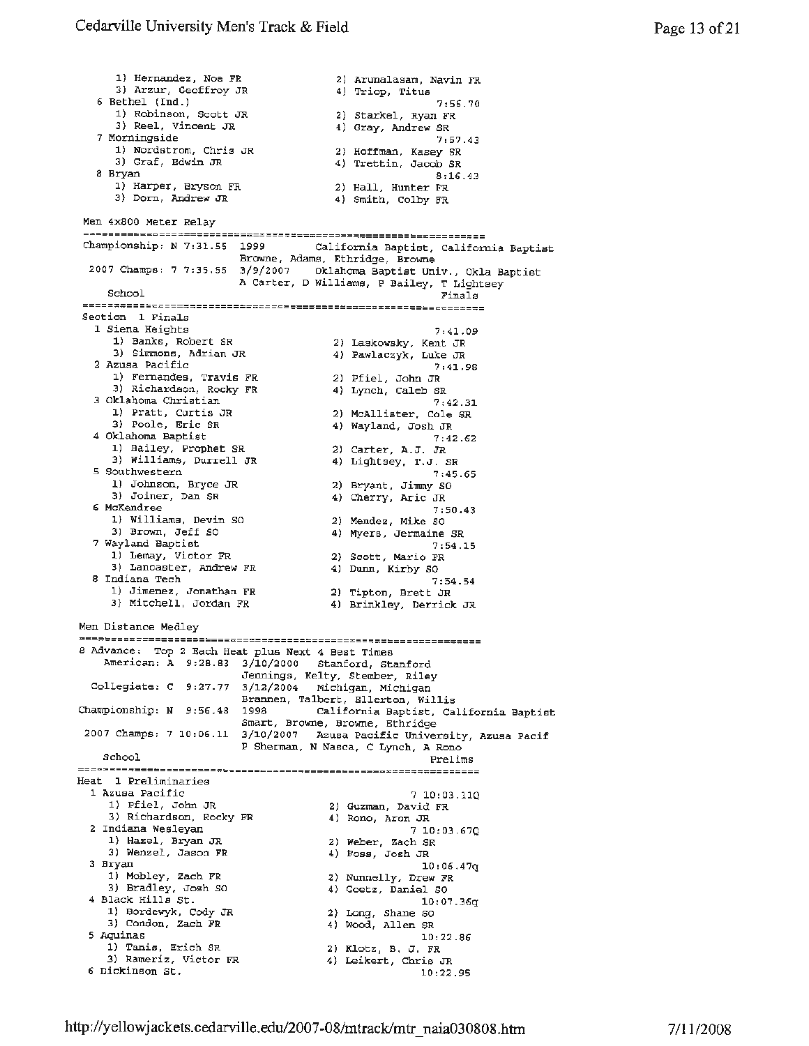1) Hernandez, Noe FR　　2) Arunalasam, Navin FR
3) Arzur, Geoffroy JR　　4) Triop, Titus

6 Bethel (Ind.)　　7:56.70
1) Robinson, Scott JR　　2) Starkel, Ryan FR
3) Reel, Vincent JR　　4) Gray, Andrew SR

7 Morningside　　7:57.43
1) Nordstrom, Chris JR　　2) Hoffman, Kasey SR
3) Graf, Edwin JR　　4) Trettin, Jacob SR

8 Bryan　　8:16.43
1) Harper, Bryson FR　　2) Hall, Hunter FR
3) Dorn, Andrew JR　　4) Smith, Colby FR

## Men 4x800 Meter Relay

```
===============================================================
Championship: N 7:31.55  1999       California Baptist, California Baptist
                         Browne, Adams, Ethridge, Browne
 2007 Champs: 7 7:35.55  3/9/2007   Oklahoma Baptist Univ., Okla Baptist
                         A Carter, D Williams, P Bailey, T Lightsey
    School                                            Finals
===============================================================
Section  1 Finals
  1 Siena Heights                                    7:41.09
     1) Banks, Robert SR             2) Laskowsky, Kent JR
     3) Simmons, Adrian JR           4) Pawlaczyk, Luke JR
  2 Azusa Pacific                                    7:41.98
     1) Fernandes, Travis FR         2) Pfiel, John JR
     3) Richardson, Rocky FR         4) Lynch, Caleb SR
  3 Oklahoma Christian                               7:42.31
     1) Pratt, Curtis JR             2) McAllister, Cole SR
     3) Poole, Eric SR               4) Wayland, Josh JR
  4 Oklahoma Baptist                                 7:42.62
     1) Bailey, Prophet SR           2) Carter, A.J. JR
     3) Williams, Durrell JR         4) Lightsey, T.J. SR
  5 Southwestern                                     7:45.65
     1) Johnson, Bryce JR            2) Bryant, Jimmy SO
     3) Joiner, Dan SR               4) Cherry, Aric JR
  6 McKendree                                        7:50.43
     1) Williams, Devin SO           2) Mendez, Mike SO
     3) Brown, Jeff SO               4) Myers, Jermaine SR
  7 Wayland Baptist                                  7:54.15
     1) Lemay, Victor FR             2) Scott, Mario FR
     3) Lancaster, Andrew FR         4) Dunn, Kirby SO
  8 Indiana Tech                                     7:54.54
     1) Jimenez, Jonathan FR         2) Tipton, Brett JR
     3) Mitchell, Jordan FR          4) Brinkley, Derrick JR
```

## Men Distance Medley

```
==============================================================
8 Advance:  Top 2 Each Heat plus Next 4 Best Times
    American: A  9:28.83  3/10/2000   Stanford, Stanford
                          Jennings, Kelty, Stember, Riley
  Collegiate: C  9:27.77  3/12/2004   Michigan, Michigan
                          Brannen, Talbert, Ellerton, Willis
Championship: N  9:56.48  1998        California Baptist, California Baptist
                          Smart, Browne, Browne, Ethridge
 2007 Champs: 7 10:06.11  3/10/2007   Azusa Pacific University, Azusa Pacif
                          P Sherman, N Nasca, C Lynch, A Rono
    School                                           Prelims
==============================================================
Heat  1 Preliminaries
  1 Azusa Pacific                                 7 10:03.11Q
     1) Pfiel, John JR              2) Guzman, David FR
     3) Richardson, Rocky FR        4) Rono, Aron JR
  2 Indiana Wesleyan                              7 10:03.67Q
     1) Hazel, Bryan JR             2) Weber, Zach SR
     3) Wenzel, Jason FR            4) Foss, Josh JR
  3 Bryan                                           10:06.47q
     1) Mobley, Zach FR             2) Nunnelly, Drew FR
     3) Bradley, Josh SO            4) Goetz, Daniel SO
  4 Black Hills St.                                 10:07.36q
     1) Bordewyk, Cody JR           2) Long, Shane SO
     3) Condon, Zach FR             4) Wood, Allen SR
  5 Aquinas                                         10:22.86
     1) Tanis, Erich SR             2) Klotz, B. J. FR
     3) Rameriz, Victor FR          4) Leikert, Chris JR
  6 Dickinson St.                                   10:22.95
```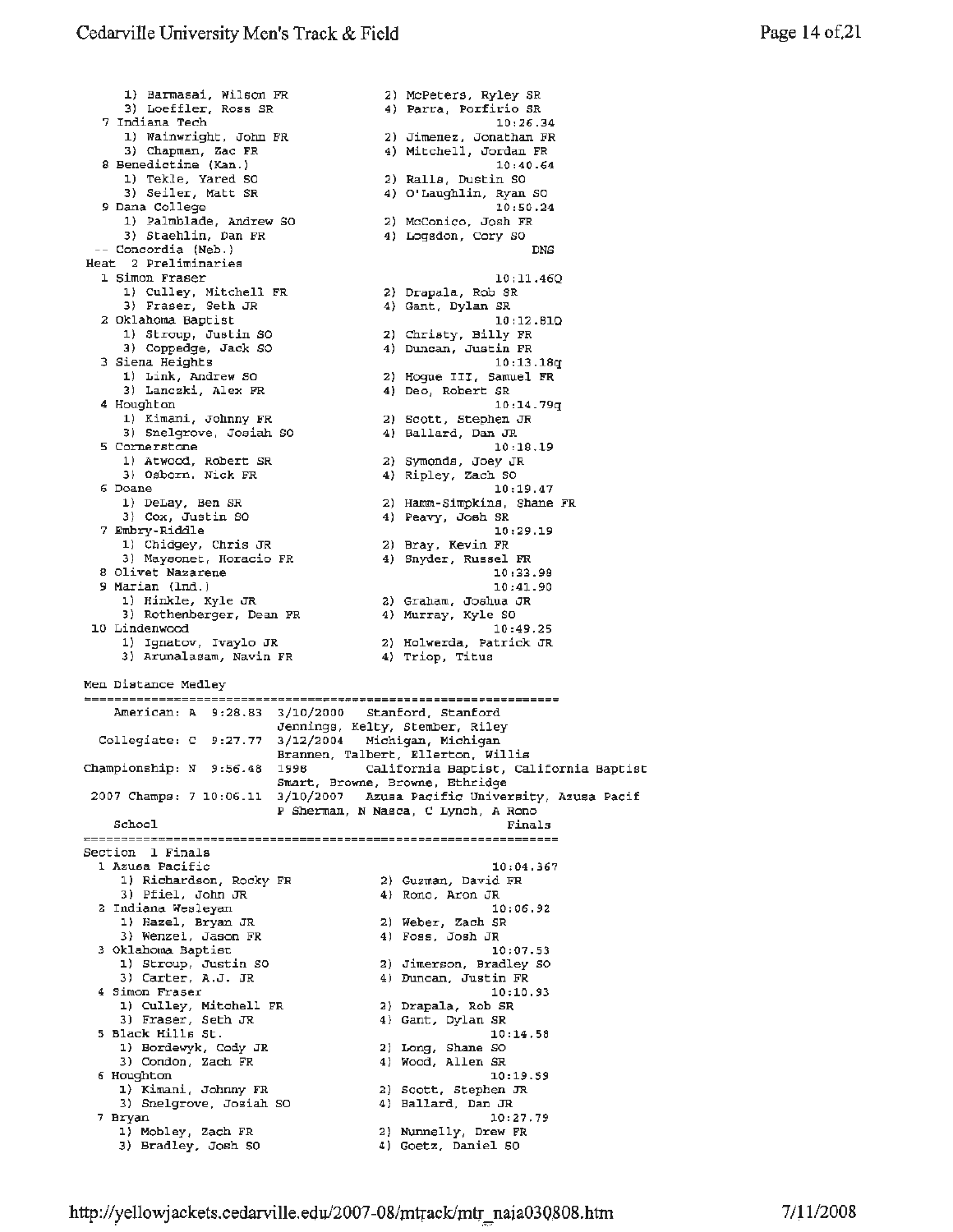```
    1) Barmasai, Wilson FR            2) McPeters, Ryley SR
    3) Loeffler, Ross SR              4) Parra, Porfirio SR
  7 Indiana Tech                                  10:26.34
    1) Wainwright, John FR            2) Jimenez, Jonathan FR
    3) Chapman, Zac FR                4) Mitchell, Jordan FR
  8 Benedictine (Kan.)                            10:40.64
    1) Tekle, Yared SO                2) Ralls, Dustin SO
    3) Seiler, Matt SR                4) O'Laughlin, Ryan SO
  9 Dana College                                  10:50.24
    1) Palmblade, Andrew SO           2) McConico, Josh FR
    3) Staehlin, Dan FR               4) Logsdon, Cory SO
 -- Concordia (Neb.)                                   DNS
Heat  2 Preliminaries
  1 Simon Fraser                                  10:11.46Q
    1) Culley, Mitchell FR            2) Drapala, Rob SR
    3) Fraser, Seth JR                4) Gant, Dylan SR
  2 Oklahoma Baptist                              10:12.81Q
    1) Stroup, Justin SO              2) Christy, Billy FR
    3) Coppedge, Jack SO              4) Duncan, Justin FR
  3 Siena Heights                                 10:13.18q
    1) Link, Andrew SO                2) Hogue III, Samuel FR
    3) Lanczki, Alex FR               4) Deo, Robert SR
  4 Houghton                                      10:14.79q
    1) Kimani, Johnny FR              2) Scott, Stephen JR
    3) Snelgrove, Josiah SO           4) Ballard, Dan JR
  5 Cornerstone                                   10:18.19
    1) Atwood, Robert SR              2) Symonds, Joey JR
    3) Osborn, Nick FR                4) Ripley, Zach SO
  6 Doane                                         10:19.47
    1) DeLay, Ben SR                  2) Hamm-Simpkins, Shane FR
    3) Cox, Justin SO                 4) Peavy, Josh SR
  7 Embry-Riddle                                  10:29.19
    1) Chidgey, Chris JR              2) Bray, Kevin FR
    3) Maysonet, Horacio FR           4) Snyder, Russel FR
  8 Olivet Nazarene                               10:32.98
  9 Marian (Ind.)                                 10:41.90
    1) Hinkle, Kyle JR                2) Graham, Joshua JR
    3) Rothenberger, Dean FR          4) Murray, Kyle SO
 10 Lindenwood                                    10:49.25
    1) Ignatov, Ivaylo JR             2) Holwerda, Patrick JR
    3) Arunalasam, Navin FR           4) Triop, Titus

Men Distance Medley
=============================================================
     American: A  9:28.83  3/10/2000   Stanford, Stanford
                           Jennings, Kelty, Stember, Riley
   Collegiate: C  9:27.77  3/12/2004   Michigan, Michigan
                           Brannen, Talbert, Ellerton, Willis
Championship: N  9:56.48  1998        California Baptist, California Baptist
                           Smart, Browne, Browne, Ethridge
 2007 Champs: 7 10:06.11  3/10/2007   Azusa Pacific University, Azusa Pacif
                           P Sherman, N Nasca, C Lynch, A Rono
    School                                           Finals
=============================================================
Section  1 Finals
  1 Azusa Pacific                                 10:04.36?
    1) Richardson, Rocky FR           2) Guzman, David FR
    3) Pfiel, John JR                 4) Rono, Aron JR
  2 Indiana Wesleyan                              10:06.92
    1) Hazel, Bryan JR                2) Weber, Zach SR
    3) Wenzel, Jason FR               4) Foss, Josh JR
  3 Oklahoma Baptist                              10:07.53
    1) Stroup, Justin SO              2) Jimerson, Bradley SO
    3) Carter, A.J. JR                4) Duncan, Justin FR
  4 Simon Fraser                                  10:10.93
    1) Culley, Mitchell FR            2) Drapala, Rob SR
    3) Fraser, Seth JR                4) Gant, Dylan SR
  5 Black Hills St.                               10:14.58
    1) Bordewyk, Cody JR              2) Long, Shane SO
    3) Condon, Zach FR                4) Wood, Allen SR
  6 Houghton                                      10:19.59
    1) Kimani, Johnny FR              2) Scott, Stephen JR
    3) Snelgrove, Josiah SO           4) Ballard, Dan JR
  7 Bryan                                         10:27.79
    1) Mobley, Zach FR                2) Nunnelly, Drew FR
    3) Bradley, Josh SO               4) Goetz, Daniel SO
```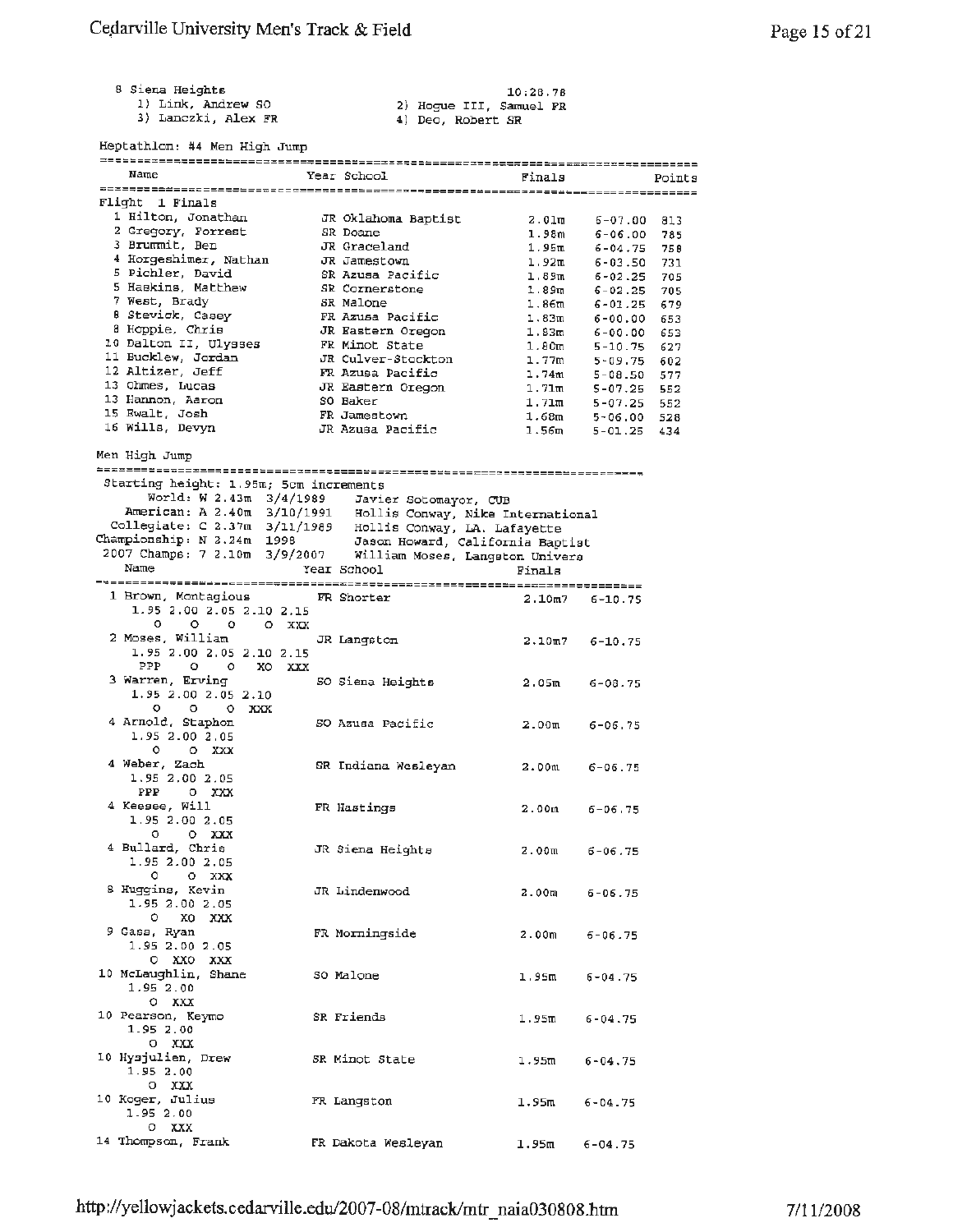8 Siena Heights 10:28.78

1) Link, Andrew SO 2) Hogue III, Samuel FR

3) Lanczki, Alex FR 4) Deo, Robert SR

## Heptathlon: #4 Men High Jump

**Flight 1 Finals**

| Place | Name | Year | School | Finals | | Points |
|---|---|---|---|---|---|---|
| 1 | Hilton, Jonathan | JR | Oklahoma Baptist | 2.01m | 6-07.00 | 813 |
| 2 | Gregory, Forrest | SR | Doane | 1.98m | 6-06.00 | 785 |
| 3 | Brummit, Ben | JR | Graceland | 1.95m | 6-04.75 | 758 |
| 4 | Horgeshimer, Nathan | JR | Jamestown | 1.92m | 6-03.50 | 731 |
| 5 | Pichler, David | SR | Azusa Pacific | 1.89m | 6-02.25 | 705 |
| 5 | Haskins, Matthew | SR | Cornerstone | 1.89m | 6-02.25 | 705 |
| 7 | West, Brady | SR | Malone | 1.86m | 6-01.25 | 679 |
| 8 | Stevick, Casey | FR | Azusa Pacific | 1.83m | 6-00.00 | 653 |
| 8 | Hoppie, Chris | JR | Eastern Oregon | 1.83m | 6-00.00 | 653 |
| 10 | Dalton II, Ulysses | FR | Minot State | 1.80m | 5-10.75 | 627 |
| 11 | Bucklew, Jordan | JR | Culver-Stockton | 1.77m | 5-09.75 | 602 |
| 12 | Altizer, Jeff | FR | Azusa Pacific | 1.74m | 5-08.50 | 577 |
| 13 | Ohmes, Lucas | JR | Eastern Oregon | 1.71m | 5-07.25 | 552 |
| 13 | Hannon, Aaron | SO | Baker | 1.71m | 5-07.25 | 552 |
| 15 | Ewalt, Josh | FR | Jamestown | 1.68m | 5-06.00 | 528 |
| 16 | Wills, Devyn | JR | Azusa Pacific | 1.56m | 5-01.25 | 434 |

## Men High Jump

Starting height: 1.95m; 5cm increments

World: W 2.43m 3/4/1989 Javier Sotomayor, CUB

American: A 2.40m 3/10/1991 Hollis Conway, Nike International

Collegiate: C 2.37m 3/11/1989 Hollis Conway, LA. Lafayette

Championship: N 2.24m 1998 Jason Howard, California Baptist

2007 Champs: 7 2.10m 3/9/2007 William Moses, Langston Univers

| Place | Name | Year | School | Finals | |
|---|---|---|---|---|---|
| 1 | Brown, Montagious | FR | Shorter | 2.10m7 | 6-10.75 |
| | 1.95 2.00 2.05 2.10 2.15 — O O O O XXX | | | | |
| 2 | Moses, William | JR | Langston | 2.10m7 | 6-10.75 |
| | 1.95 2.00 2.05 2.10 2.15 — PPP O O XO XXX | | | | |
| 3 | Warren, Erving | SO | Siena Heights | 2.05m | 6-08.75 |
| | 1.95 2.00 2.05 2.10 — O O O XXX | | | | |
| 4 | Arnold, Staphon | SO | Azusa Pacific | 2.00m | 6-06.75 |
| | 1.95 2.00 2.05 — O O XXX | | | | |
| 4 | Weber, Zach | SR | Indiana Wesleyan | 2.00m | 6-06.75 |
| | 1.95 2.00 2.05 — PPP O XXX | | | | |
| 4 | Keesee, Will | FR | Hastings | 2.00m | 6-06.75 |
| | 1.95 2.00 2.05 — O O XXX | | | | |
| 4 | Bullard, Chris | JR | Siena Heights | 2.00m | 6-06.75 |
| | 1.95 2.00 2.05 — O O XXX | | | | |
| 8 | Huggins, Kevin | JR | Lindenwood | 2.00m | 6-06.75 |
| | 1.95 2.00 2.05 — O XO XXX | | | | |
| 9 | Cass, Ryan | FR | Morningside | 2.00m | 6-06.75 |
| | 1.95 2.00 2.05 — O XXO XXX | | | | |
| 10 | McLaughlin, Shane | SO | Malone | 1.95m | 6-04.75 |
| | 1.95 2.00 — O XXX | | | | |
| 10 | Pearson, Keymo | SR | Friends | 1.95m | 6-04.75 |
| | 1.95 2.00 — O XXX | | | | |
| 10 | Hysjulien, Drew | SR | Minot State | 1.95m | 6-04.75 |
| | 1.95 2.00 — O XXX | | | | |
| 10 | Koger, Julius | FR | Langston | 1.95m | 6-04.75 |
| | 1.95 2.00 — O XXX | | | | |
| 14 | Thompson, Frank | FR | Dakota Wesleyan | 1.95m | 6-04.75 |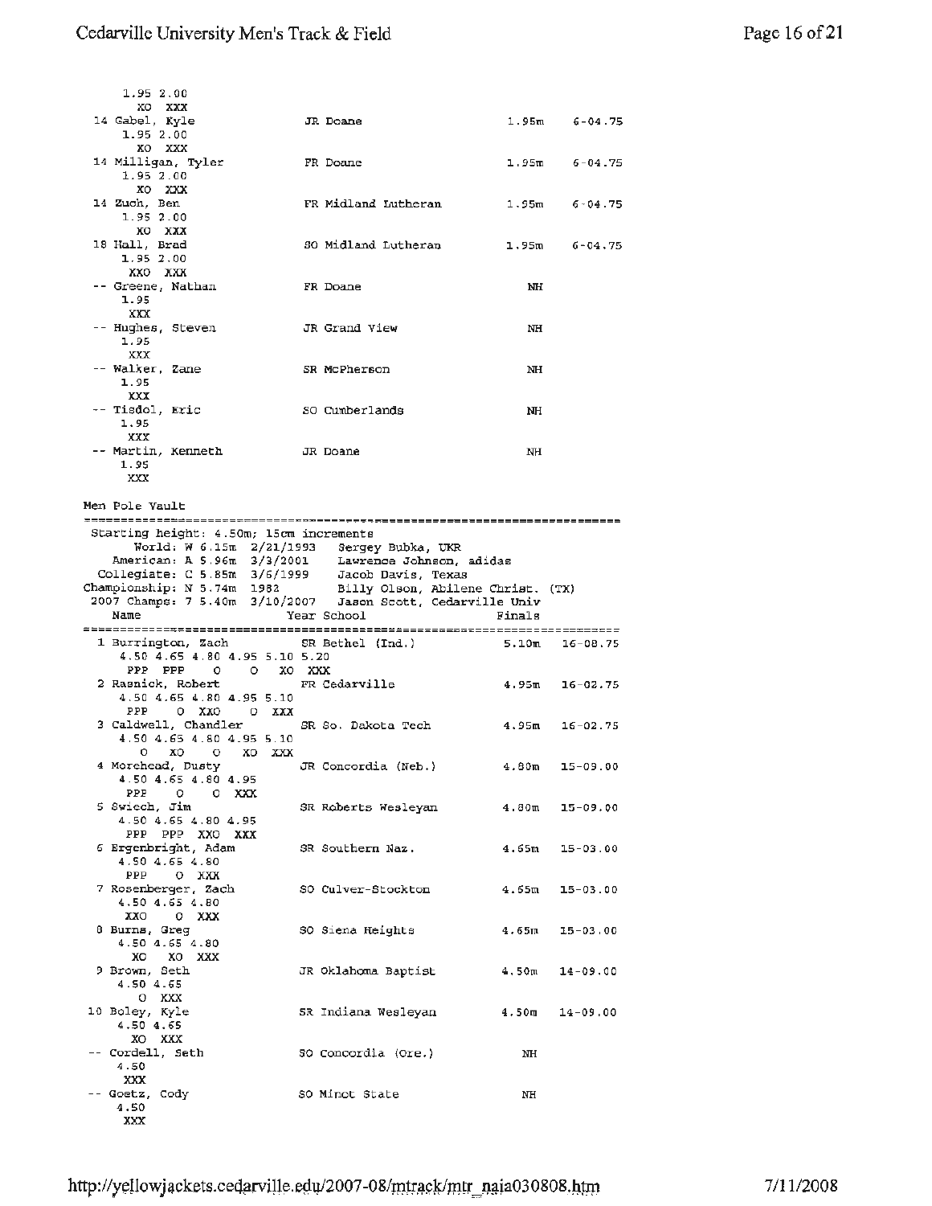```
    1.95 2.00
      XO  XXX
 14 Gabel, Kyle              JR Doane                  1.95m    6-04.75
    1.95 2.00
      XO  XXX
 14 Milligan, Tyler          FR Doane                  1.95m    6-04.75
    1.95 2.00
      XO  XXX
 14 Zuch, Ben                FR Midland Lutheran       1.95m    6-04.75
    1.95 2.00
      XO  XXX
 18 Hall, Brad               SO Midland Lutheran       1.95m    6-04.75
    1.95 2.00
     XXO  XXX
 -- Greene, Nathan           FR Doane                     NH
    1.95
     XXX
 -- Hughes, Steven           JR Grand View                NH
    1.95
     XXX
 -- Walker, Zane             SR McPherson                 NH
    1.95
     XXX
 -- Tisdol, Eric             SO Cumberlands               NH
    1.95
     XXX
 -- Martin, Kenneth          JR Doane                     NH
    1.95
     XXX
```

## Men Pole Vault

```
=========================================================================
 Starting height: 4.50m; 15cm increments
       World: W 6.15m  2/21/1993   Sergey Bubka, UKR
    American: A 5.96m  3/3/2001    Lawrence Johnson, adidas
  Collegiate: C 5.85m  3/6/1999    Jacob Davis, Texas
Championship: N 5.74m  1982        Billy Olson, Abilene Christ. (TX)
 2007 Champs: 7 5.40m  3/10/2007   Jason Scott, Cedarville Univ
    Name                    Year School                 Finals
=========================================================================
  1 Burrington, Zach        SR Bethel (Ind.)            5.10m   16-08.75
     4.50 4.65 4.80 4.95 5.10 5.20
      PPP  PPP    O    O   XO  XXX
  2 Rasnick, Robert         FR Cedarville               4.95m   16-02.75
     4.50 4.65 4.80 4.95 5.10
      PPP    O  XXO    O  XXX
  3 Caldwell, Chandler      SR So. Dakota Tech          4.95m   16-02.75
     4.50 4.65 4.80 4.95 5.10
        O   XO    O   XO  XXX
  4 Morehead, Dusty         JR Concordia (Neb.)         4.80m   15-09.00
     4.50 4.65 4.80 4.95
      PPP    O    O  XXX
  5 Swiech, Jim             SR Roberts Wesleyan         4.80m   15-09.00
     4.50 4.65 4.80 4.95
      PPP  PPP  XXO  XXX
  6 Ergenbright, Adam       SR Southern Naz.            4.65m   15-03.00
     4.50 4.65 4.80
      PPP    O  XXX
  7 Rosenberger, Zach       SO Culver-Stockton          4.65m   15-03.00
     4.50 4.65 4.80
      XXO    O  XXX
  8 Burns, Greg             SO Siena Heights            4.65m   15-03.00
     4.50 4.65 4.80
       XO   XO  XXX
  9 Brown, Seth             JR Oklahoma Baptist         4.50m   14-09.00
     4.50 4.65
        O  XXX
 10 Boley, Kyle             SR Indiana Wesleyan         4.50m   14-09.00
     4.50 4.65
       XO  XXX
 -- Cordell, Seth           SO Concordia (Ore.)           NH
     4.50
      XXX
 -- Goetz, Cody             SO Minot State                NH
     4.50
      XXX
```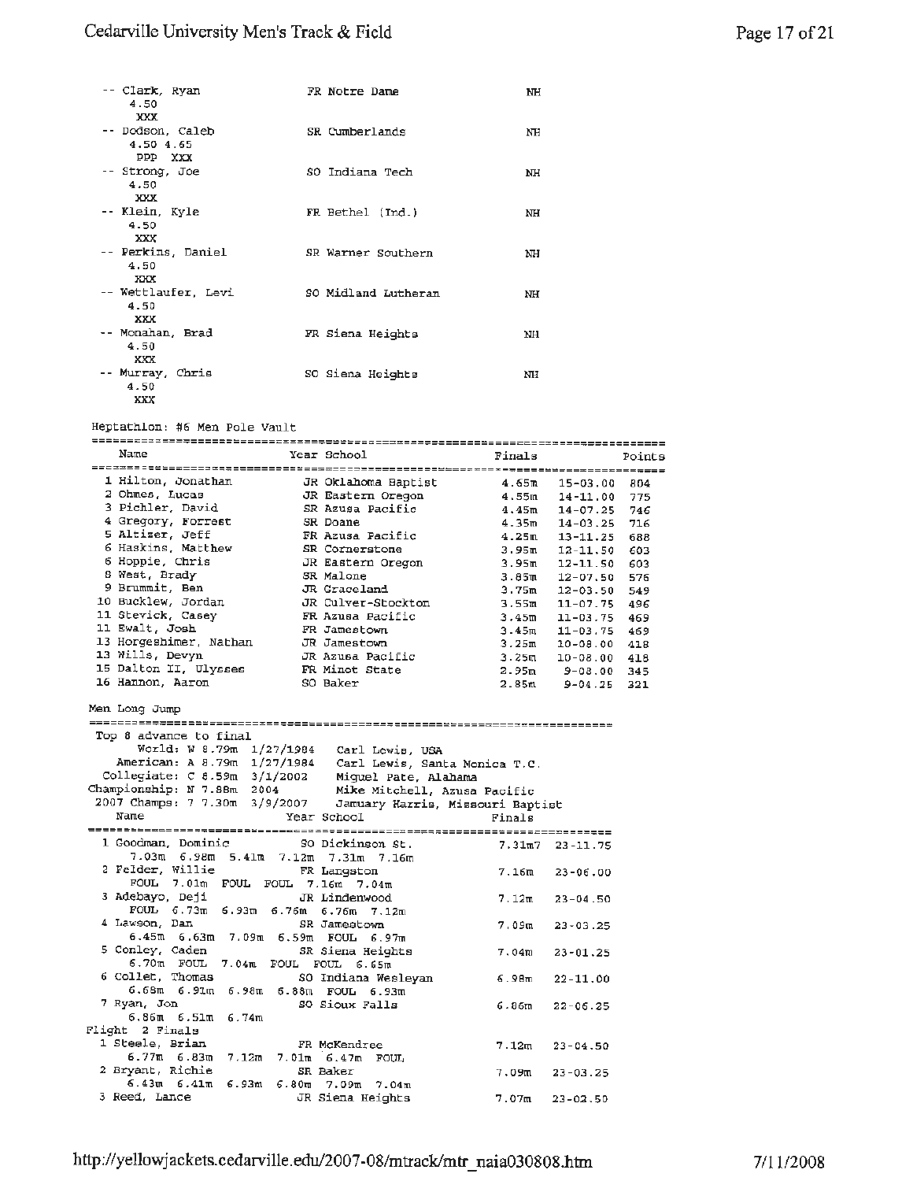| | Name | Year | School | Finals |
|---|---|---|---|---|
| -- | Clark, Ryan | FR | Notre Dame | NH |
| | 4.50 | | | |
| | XXX | | | |
| -- | Dodson, Caleb | SR | Cumberlands | NH |
| | 4.50 4.65 | | | |
| | PPP XXX | | | |
| -- | Strong, Joe | SO | Indiana Tech | NH |
| | 4.50 | | | |
| | XXX | | | |
| -- | Klein, Kyle | FR | Bethel (Ind.) | NH |
| | 4.50 | | | |
| | XXX | | | |
| -- | Perkins, Daniel | SR | Warner Southern | NH |
| | 4.50 | | | |
| | XXX | | | |
| -- | Wettlaufer, Levi | SO | Midland Lutheran | NH |
| | 4.50 | | | |
| | XXX | | | |
| -- | Monahan, Brad | FR | Siena Heights | NH |
| | 4.50 | | | |
| | XXX | | | |
| -- | Murray, Chris | SO | Siena Heights | NH |
| | 4.50 | | | |
| | XXX | | | |

## Heptathlon: #6 Men Pole Vault

| | Name | Year | School | Finals | | Points |
|---|---|---|---|---|---|---|
| 1 | Hilton, Jonathan | JR | Oklahoma Baptist | 4.65m | 15-03.00 | 804 |
| 2 | Ohmes, Lucas | JR | Eastern Oregon | 4.55m | 14-11.00 | 775 |
| 3 | Pichler, David | SR | Azusa Pacific | 4.45m | 14-07.25 | 746 |
| 4 | Gregory, Forrest | SR | Doane | 4.35m | 14-03.25 | 716 |
| 5 | Altizer, Jeff | FR | Azusa Pacific | 4.25m | 13-11.25 | 688 |
| 6 | Haskins, Matthew | SR | Cornerstone | 3.95m | 12-11.50 | 603 |
| 6 | Hoppie, Chris | JR | Eastern Oregon | 3.95m | 12-11.50 | 603 |
| 8 | West, Brady | SR | Malone | 3.85m | 12-07.50 | 576 |
| 9 | Brummit, Ben | JR | Graceland | 3.75m | 12-03.50 | 549 |
| 10 | Bucklew, Jordan | JR | Culver-Stockton | 3.55m | 11-07.75 | 496 |
| 11 | Stevick, Casey | FR | Azusa Pacific | 3.45m | 11-03.75 | 469 |
| 11 | Ewalt, Josh | FR | Jamestown | 3.45m | 11-03.75 | 469 |
| 13 | Horgeshimer, Nathan | JR | Jamestown | 3.25m | 10-08.00 | 418 |
| 13 | Wills, Devyn | JR | Azusa Pacific | 3.25m | 10-08.00 | 418 |
| 15 | Dalton II, Ulysses | FR | Minot State | 2.95m | 9-08.00 | 345 |
| 16 | Hannon, Aaron | SO | Baker | 2.85m | 9-04.25 | 321 |

## Men Long Jump

Top 8 advance to final

World: W 8.79m 1/27/1984 Carl Lewis, USA
American: A 8.79m 1/27/1984 Carl Lewis, Santa Monica T.C.
Collegiate: C 8.59m 3/1/2002 Miguel Pate, Alabama
Championship: N 7.88m 2004 Mike Mitchell, Azusa Pacific
2007 Champs: 7 7.30m 3/9/2007 January Harris, Missouri Baptist

| | Name | Year | School | Finals | |
|---|---|---|---|---|---|
| 1 | Goodman, Dominic | SO | Dickinson St. | 7.31m7 | 23-11.75 |
| | 7.03m 6.98m 5.41m 7.12m 7.31m 7.16m | | | | |
| 2 | Felder, Willie | FR | Langston | 7.16m | 23-06.00 |
| | FOUL 7.01m FOUL FOUL 7.16m 7.04m | | | | |
| 3 | Adebayo, Deji | JR | Lindenwood | 7.12m | 23-04.50 |
| | FOUL 6.73m 6.93m 6.76m 6.76m 7.12m | | | | |
| 4 | Lawson, Dan | SR | Jamestown | 7.09m | 23-03.25 |
| | 6.45m 6.63m 7.09m 6.59m FOUL 6.97m | | | | |
| 5 | Conley, Caden | SR | Siena Heights | 7.04m | 23-01.25 |
| | 6.70m FOUL 7.04m FOUL FOUL 6.65m | | | | |
| 6 | Collet, Thomas | SO | Indiana Wesleyan | 6.98m | 22-11.00 |
| | 6.68m 6.91m 6.98m 6.88m FOUL 6.93m | | | | |
| 7 | Ryan, Jon | SO | Sioux Falls | 6.86m | 22-06.25 |
| | 6.86m 6.51m 6.74m | | | | |

Flight 2 Finals

| | Name | Year | School | Finals | |
|---|---|---|---|---|---|
| 1 | Steele, Brian | FR | McKendree | 7.12m | 23-04.50 |
| | 6.77m 6.83m 7.12m 7.01m 6.47m FOUL | | | | |
| 2 | Bryant, Richie | SR | Baker | 7.09m | 23-03.25 |
| | 6.43m 6.41m 6.93m 6.80m 7.09m 7.04m | | | | |
| 3 | Reed, Lance | JR | Siena Heights | 7.07m | 23-02.50 |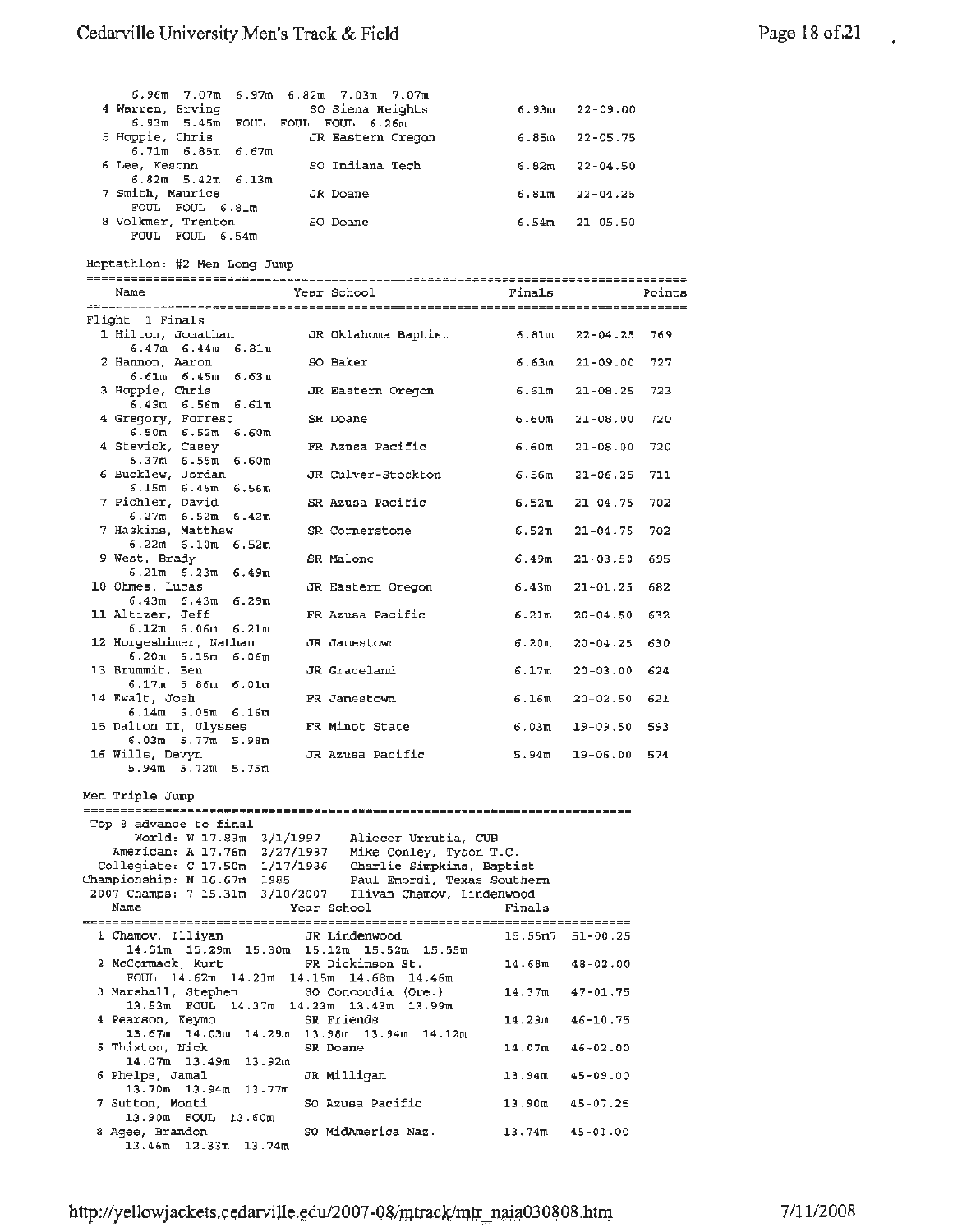6.96m 7.07m 6.97m 6.82m 7.03m 7.07m

| Place | Name | Year | School | Finals | |
|---|---|---|---|---|---|
| 4 | Warren, Erving | SO | Siena Heights | 6.93m | 22-09.00 |
| | 6.93m 5.45m FOUL FOUL FOUL 6.26m | | | | |
| 5 | Hoppie, Chris | JR | Eastern Oregon | 6.85m | 22-05.75 |
| | 6.71m 6.85m 6.67m | | | | |
| 6 | Lee, Keonn | SO | Indiana Tech | 6.82m | 22-04.50 |
| | 6.82m 5.42m 6.13m | | | | |
| 7 | Smith, Maurice | JR | Doane | 6.81m | 22-04.25 |
| | FOUL FOUL 6.81m | | | | |
| 8 | Volkmer, Trenton | SO | Doane | 6.54m | 21-05.50 |
| | FOUL FOUL 6.54m | | | | |

## Heptathlon: #2 Men Long Jump

Flight 1 Finals

| Place | Name | Year | School | Finals | | Points |
|---|---|---|---|---|---|---|
| 1 | Hilton, Jonathan | JR | Oklahoma Baptist | 6.81m | 22-04.25 | 769 |
| | 6.47m 6.44m 6.81m | | | | | |
| 2 | Hannon, Aaron | SO | Baker | 6.63m | 21-09.00 | 727 |
| | 6.61m 6.45m 6.63m | | | | | |
| 3 | Hoppie, Chris | JR | Eastern Oregon | 6.61m | 21-08.25 | 723 |
| | 6.49m 6.56m 6.61m | | | | | |
| 4 | Gregory, Forrest | SR | Doane | 6.60m | 21-08.00 | 720 |
| | 6.50m 6.52m 6.60m | | | | | |
| 4 | Stevick, Casey | FR | Azusa Pacific | 6.60m | 21-08.00 | 720 |
| | 6.37m 6.55m 6.60m | | | | | |
| 6 | Bucklew, Jordan | JR | Culver-Stockton | 6.56m | 21-06.25 | 711 |
| | 6.15m 6.45m 6.56m | | | | | |
| 7 | Pichler, David | SR | Azusa Pacific | 6.52m | 21-04.75 | 702 |
| | 6.27m 6.52m 6.42m | | | | | |
| 7 | Haskins, Matthew | SR | Cornerstone | 6.52m | 21-04.75 | 702 |
| | 6.22m 6.10m 6.52m | | | | | |
| 9 | West, Brady | SR | Malone | 6.49m | 21-03.50 | 695 |
| | 6.21m 6.23m 6.49m | | | | | |
| 10 | Ohmes, Lucas | JR | Eastern Oregon | 6.43m | 21-01.25 | 682 |
| | 6.43m 6.43m 6.29m | | | | | |
| 11 | Altizer, Jeff | FR | Azusa Pacific | 6.21m | 20-04.50 | 632 |
| | 6.12m 6.06m 6.21m | | | | | |
| 12 | Horgeshimer, Nathan | JR | Jamestown | 6.20m | 20-04.25 | 630 |
| | 6.20m 6.15m 6.06m | | | | | |
| 13 | Brummit, Ben | JR | Graceland | 6.17m | 20-03.00 | 624 |
| | 6.17m 5.86m 6.01m | | | | | |
| 14 | Ewalt, Josh | FR | Jamestown | 6.16m | 20-02.50 | 621 |
| | 6.14m 6.05m 6.16m | | | | | |
| 15 | Dalton II, Ulysses | FR | Minot State | 6.03m | 19-09.50 | 593 |
| | 6.03m 5.77m 5.98m | | | | | |
| 16 | Wills, Devyn | JR | Azusa Pacific | 5.94m | 19-06.00 | 574 |
| | 5.94m 5.72m 5.75m | | | | | |

## Men Triple Jump

Top 8 advance to final

```
          World: W 17.83m  3/1/1997    Aliecer Urrutia, CUB
       American: A 17.76m  2/27/1987   Mike Conley, Tyson T.C.
     Collegiate: C 17.50m  1/17/1986   Charlie Simpkins, Baptist
   Championship: N 16.67m  1985        Paul Emordi, Texas Southern
   2007 Champs: 7 15.31m  3/10/2007    Iliyan Chamov, Lindenwood
```

| Place | Name | Year | School | Finals | |
|---|---|---|---|---|---|
| 1 | Chamov, Illiyan | JR | Lindenwood | 15.55m7 | 51-00.25 |
| | 14.51m 15.29m 15.30m 15.12m 15.52m 15.55m | | | | |
| 2 | McCormack, Kurt | FR | Dickinson St. | 14.68m | 48-02.00 |
| | FOUL 14.62m 14.21m 14.15m 14.68m 14.46m | | | | |
| 3 | Marshall, Stephen | SO | Concordia (Ore.) | 14.37m | 47-01.75 |
| | 13.53m FOUL 14.37m 14.23m 13.43m 13.99m | | | | |
| 4 | Pearson, Keymo | SR | Friends | 14.29m | 46-10.75 |
| | 13.67m 14.03m 14.29m 13.98m 13.94m 14.12m | | | | |
| 5 | Thixton, Nick | SR | Doane | 14.07m | 46-02.00 |
| | 14.07m 13.49m 13.92m | | | | |
| 6 | Phelps, Jamal | JR | Milligan | 13.94m | 45-09.00 |
| | 13.70m 13.94m 13.77m | | | | |
| 7 | Sutton, Monti | SO | Azusa Pacific | 13.90m | 45-07.25 |
| | 13.90m FOUL 13.60m | | | | |
| 8 | Agee, Brandon | SO | MidAmerica Naz. | 13.74m | 45-01.00 |
| | 13.46m 12.33m 13.74m | | | | |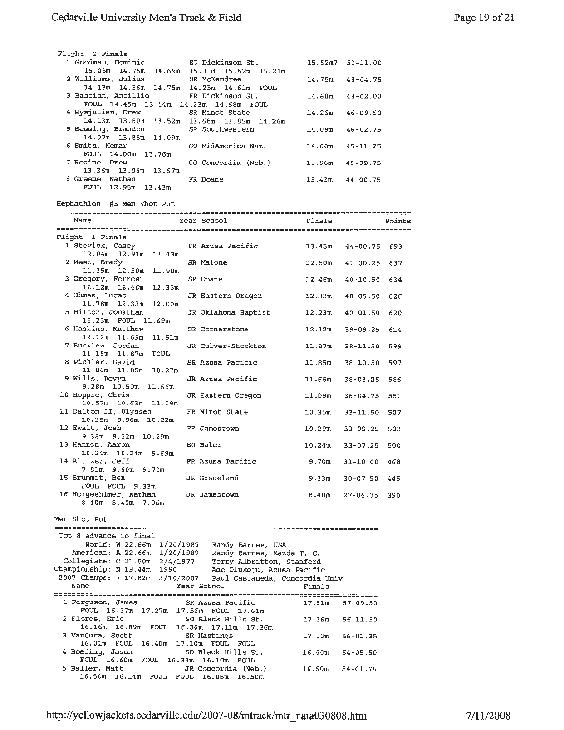Flight 2 Finals

| Place | Name | Year | School | Finals | | Attempts |
|---|---|---|---|---|---|---|
| 1 | Goodman, Dominic | SO | Dickinson St. | 15.52m7 | 50-11.00 | 15.08m 14.75m 14.69m 15.31m 15.52m 15.21m |
| 2 | Williams, Julius | SR | McKendree | 14.75m | 48-04.75 | 14.13m 14.36m 14.75m 14.23m 14.61m FOUL |
| 3 | Bastian, Antillio | FR | Dickinson St. | 14.68m | 48-02.00 | FOUL 14.45m 13.14m 14.23m 14.68m FOUL |
| 4 | Eysjulien, Drew | SR | Minot State | 14.26m | 46-09.50 | 14.13m 13.80m 13.52m 13.68m 13.85m 14.26m |
| 5 | Hessing, Brandon | SR | Southwestern | 14.09m | 46-02.75 | 14.07m 13.85m 14.09m |
| 6 | Smith, Kemar | SO | MidAmerica Naz. | 14.00m | 45-11.25 | FOUL 14.00m 13.76m |
| 7 | Rodine, Drew | SO | Concordia (Neb.) | 13.96m | 45-09.75 | 13.36m 13.96m 13.67m |
| 8 | Greene, Nathan | FR | Doane | 13.43m | 44-00.75 | FOUL 12.95m 13.43m |

## Heptathlon: #3 Men Shot Put

Flight 1 Finals

| Place | Name | Year | School | Finals | | Points | Attempts |
|---|---|---|---|---|---|---|---|
| 1 | Stevick, Casey | FR | Azusa Pacific | 13.43m | 44-00.75 | 693 | 12.04m 12.91m 13.43m |
| 2 | West, Brady | SR | Malone | 12.50m | 41-00.25 | 637 | 11.35m 12.50m 11.98m |
| 3 | Gregory, Forrest | SR | Doane | 12.46m | 40-10.50 | 634 | 12.12m 12.46m 12.33m |
| 4 | Ohmes, Lucas | JR | Eastern Oregon | 12.33m | 40-05.50 | 626 | 11.78m 12.33m 12.00m |
| 5 | Hilton, Jonathan | JR | Oklahoma Baptist | 12.23m | 40-01.50 | 620 | 12.23m FOUL 11.69m |
| 6 | Haskins, Matthew | SR | Cornerstone | 12.12m | 39-09.25 | 614 | 12.12m 11.69m 11.51m |
| 7 | Bucklew, Jordan | JR | Culver-Stockton | 11.87m | 38-11.50 | 599 | 11.15m 11.87m FOUL |
| 8 | Pichler, David | SR | Azusa Pacific | 11.85m | 38-10.50 | 597 | 11.06m 11.85m 10.27m |
| 9 | Wills, Devyn | JR | Azusa Pacific | 11.66m | 38-03.25 | 586 | 9.28m 10.50m 11.66m |
| 10 | Hoppie, Chris | JR | Eastern Oregon | 11.09m | 36-04.75 | 551 | 10.57m 10.63m 11.09m |
| 11 | Dalton II, Ulysses | FR | Minot State | 10.35m | 33-11.50 | 507 | 10.35m 9.96m 10.22m |
| 12 | Ewalt, Josh | FR | Jamestown | 10.29m | 33-09.25 | 503 | 9.38m 9.22m 10.29m |
| 13 | Hannon, Aaron | SO | Baker | 10.24m | 33-07.25 | 500 | 10.24m 10.24m 9.69m |
| 14 | Altizer, Jeff | FR | Azusa Pacific | 9.70m | 31-10.00 | 468 | 7.81m 9.60m 9.70m |
| 15 | Brummit, Ben | JR | Graceland | 9.33m | 30-07.50 | 445 | FOUL FOUL 9.33m |
| 16 | Horgeshimer, Nathan | JR | Jamestown | 8.40m | 27-06.75 | 390 | 8.40m 8.40m 7.96m |

## Men Shot Put

Top 8 advance to final

- World: W 22.66m 1/20/1989 Randy Barnes, USA
- American: A 22.66m 1/20/1989 Randy Barnes, Mazda T. C.
- Collegiate: C 21.50m 2/4/1977 Terry Albritton, Stanford
- Championship: N 19.44m 1990 Ade Olukoju, Azusa Pacific
- 2007 Champs: 7 17.82m 3/10/2007 Paul Castaneda, Concordia Univ

| Place | Name | Year | School | Finals | | Attempts |
|---|---|---|---|---|---|---|
| 1 | Ferguson, James | SR | Azusa Pacific | 17.61m | 57-09.50 | FOUL 16.37m 17.27m 17.56m FOUL 17.61m |
| 2 | Flores, Eric | SO | Black Hills St. | 17.36m | 56-11.50 | 16.16m 16.89m FOUL 16.36m 17.11m 17.36m |
| 3 | VanCura, Scott | SR | Hastings | 17.10m | 56-01.25 | 16.01m FOUL 16.40m 17.10m FOUL FOUL |
| 4 | Boeding, Jason | SO | Black Hills St. | 16.60m | 54-05.50 | FOUL 16.60m FOUL 16.33m 16.10m FOUL |
| 5 | Baller, Matt | JR | Concordia (Neb.) | 16.50m | 54-01.75 | 16.50m 16.14m FOUL FOUL 16.06m 16.50m |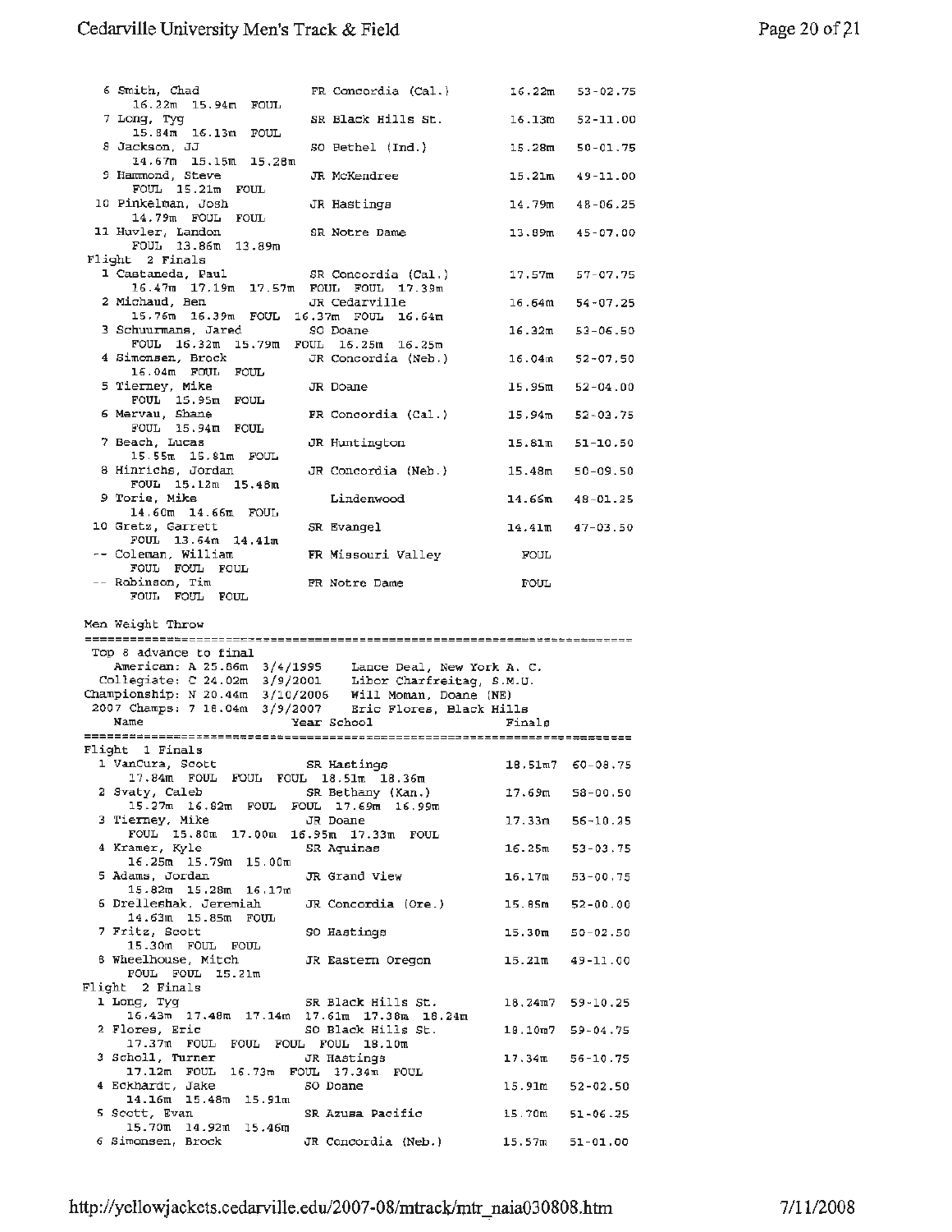```
  6 Smith, Chad              FR Concordia (Cal.)        16.22m   53-02.75
     16.22m  15.94m  FOUL
  7 Long, Tyg                SR Black Hills St.         16.13m   52-11.00
     15.84m  16.13m  FOUL
  8 Jackson, JJ              SO Bethel (Ind.)           15.28m   50-01.75
     14.67m  15.15m  15.28m
  9 Hammond, Steve           JR McKendree               15.21m   49-11.00
     FOUL  15.21m  FOUL
 10 Pinkelman, Josh          JR Hastings                14.79m   48-06.25
     14.79m  FOUL  FOUL
 11 Huvler, Landon           SR Notre Dame              13.89m   45-07.00
     FOUL  13.86m  13.89m
Flight  2 Finals
  1 Castaneda, Paul          SR Concordia (Cal.)        17.57m   57-07.75
     16.47m  17.19m  17.57m  FOUL  FOUL  17.39m
  2 Michaud, Ben             JR Cedarville              16.64m   54-07.25
     15.76m  16.39m  FOUL  16.37m  FOUL  16.64m
  3 Schuurmans, Jared        SO Doane                   16.32m   53-06.50
     FOUL  16.32m  15.79m  FOUL  16.25m  16.25m
  4 Simonsen, Brock          JR Concordia (Neb.)        16.04m   52-07.50
     16.04m  FOUL  FOUL
  5 Tierney, Mike            JR Doane                   15.95m   52-04.00
     FOUL  15.95m  FOUL
  6 Mervau, Shane            FR Concordia (Cal.)        15.94m   52-03.75
     FOUL  15.94m  FOUL
  7 Beach, Lucas             JR Huntington              15.81m   51-10.50
     15.55m  15.81m  FOUL
  8 Hinrichs, Jordan         JR Concordia (Neb.)        15.48m   50-09.50
     FOUL  15.12m  15.48m
  9 Torie, Mike                 Lindenwood              14.66m   48-01.25
     14.60m  14.66m  FOUL
 10 Gretz, Garrett           SR Evangel                 14.41m   47-03.50
     FOUL  13.64m  14.41m
 -- Coleman, William         FR Missouri Valley           FOUL
     FOUL  FOUL  FOUL
 -- Robinson, Tim            FR Notre Dame                FOUL
     FOUL  FOUL  FOUL

Men Weight Throw
=========================================================================
 Top 8 advance to final
   American: A 25.86m  3/4/1995    Lance Deal, New York A. C.
  Collegiate: C 24.02m  3/9/2001    Libor Charfreitag, S.M.U.
Championship: N 20.44m  3/10/2006   Will Moman, Doane (NE)
 2007 Champs: 7 18.04m  3/9/2007    Eric Flores, Black Hills
    Name                    Year School                  Finals
=========================================================================
Flight  1 Finals
  1 VanCura, Scott           SR Hastings                18.51m7  60-08.75
     17.84m  FOUL  FOUL  FOUL  18.51m  18.36m
  2 Svaty, Caleb             SR Bethany (Kan.)          17.69m   58-00.50
     15.27m  16.82m  FOUL  FOUL  17.69m  16.99m
  3 Tierney, Mike            JR Doane                   17.33m   56-10.25
     FOUL  15.80m  17.00m  16.95m  17.33m  FOUL
  4 Kramer, Kyle             SR Aquinas                 16.25m   53-03.75
     16.25m  15.79m  15.00m
  5 Adams, Jordan            JR Grand View              16.17m   53-00.75
     15.82m  15.28m  16.17m
  6 Drelleshak, Jeremiah     JR Concordia (Ore.)        15.85m   52-00.00
     14.63m  15.85m  FOUL
  7 Fritz, Scott             SO Hastings                15.30m   50-02.50
     15.30m  FOUL  FOUL
  8 Wheelhouse, Mitch        JR Eastern Oregon          15.21m   49-11.00
     FOUL  FOUL  15.21m
Flight  2 Finals
  1 Long, Tyg                SR Black Hills St.         18.24m7  59-10.25
     16.43m  17.48m  17.14m  17.61m  17.38m  18.24m
  2 Flores, Eric             SO Black Hills St.         18.10m7  59-04.75
     17.37m  FOUL  FOUL  FOUL  FOUL  18.10m
  3 Scholl, Turner           JR Hastings                17.34m   56-10.75
     17.12m  FOUL  16.73m  FOUL  17.34m  FOUL
  4 Eckhardt, Jake           SO Doane                   15.91m   52-02.50
     14.16m  15.48m  15.91m
  5 Scott, Evan              SR Azusa Pacific           15.70m   51-06.25
     15.70m  14.92m  15.46m
  6 Simonsen, Brock          JR Concordia (Neb.)        15.57m   51-01.00
```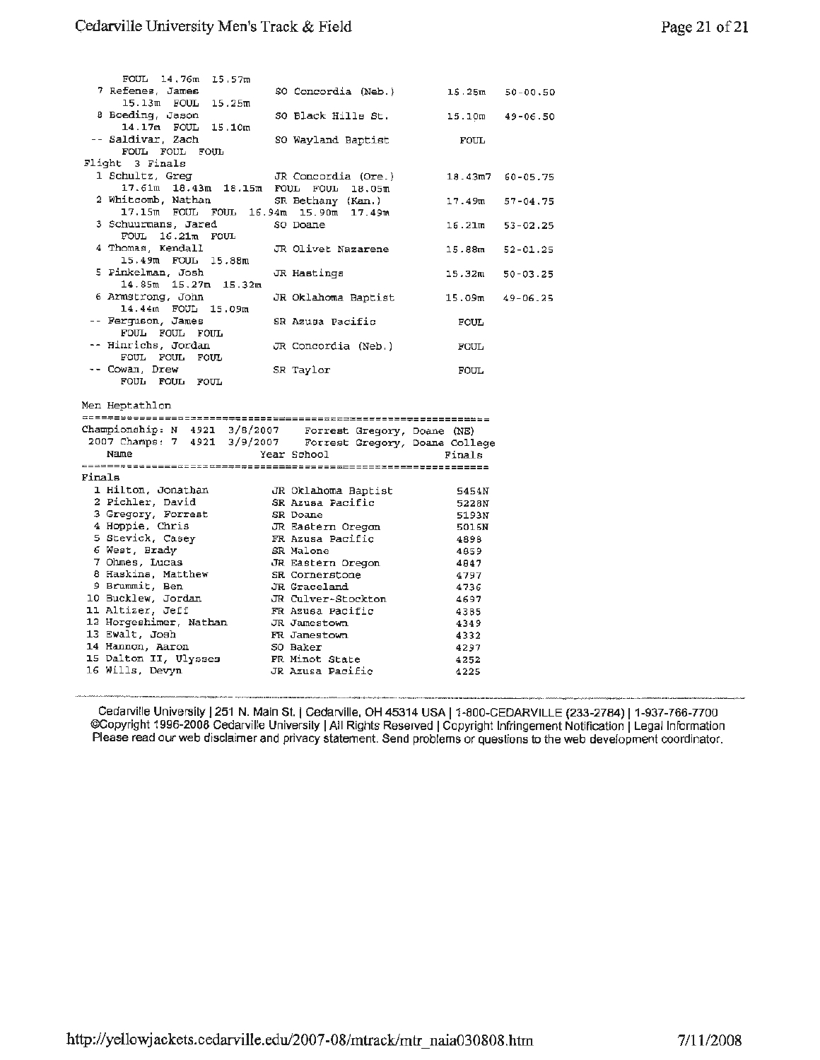```
     FOUL  14.76m  15.57m
  7 Refenes, James            SO Concordia (Neb.)        15.25m   50-00.50
     15.13m  FOUL  15.25m
  8 Boeding, Jason            SO Black Hills St.         15.10m   49-06.50
     14.17m  FOUL  15.10m
 -- Saldivar, Zach            SO Wayland Baptist           FOUL
     FOUL  FOUL  FOUL
Flight  3 Finals
  1 Schultz, Greg             JR Concordia (Ore.)        18.43m7  60-05.75
     17.61m  18.43m  18.15m  FOUL  FOUL  18.05m
  2 Whitcomb, Nathan          SR Bethany (Kan.)          17.49m   57-04.75
     17.15m  FOUL  FOUL  16.94m  15.90m  17.49m
  3 Schuurmans, Jared         SO Doane                   16.21m   53-02.25
     FOUL  16.21m  FOUL
  4 Thomas, Kendall           JR Olivet Nazarene         15.88m   52-01.25
     15.49m  FOUL  15.88m
  5 Pinkelman, Josh           JR Hastings                15.32m   50-03.25
     14.85m  15.27m  15.32m
  6 Armstrong, John           JR Oklahoma Baptist        15.09m   49-06.25
     14.44m  FOUL  15.09m
 -- Ferguson, James           SR Azusa Pacific             FOUL
     FOUL  FOUL  FOUL
 -- Hinrichs, Jordan          JR Concordia (Neb.)          FOUL
     FOUL  FOUL  FOUL
 -- Cowan, Drew               SR Taylor                    FOUL
     FOUL  FOUL  FOUL

Men Heptathlon
==============================================================
Championship: N  4921  3/8/2007    Forrest Gregory, Doane (NE)
 2007 Champs: 7  4921  3/9/2007    Forrest Gregory, Doane College
    Name                     Year School                Finals
==============================================================
Finals
  1 Hilton, Jonathan          JR Oklahoma Baptist         5454N
  2 Pichler, David            SR Azusa Pacific            5228N
  3 Gregory, Forrest          SR Doane                    5193N
  4 Hoppie, Chris             JR Eastern Oregon           5015N
  5 Stevick, Casey            FR Azusa Pacific            4898
  6 West, Brady               SR Malone                   4859
  7 Ohmes, Lucas              JR Eastern Oregon           4847
  8 Haskins, Matthew          SR Cornerstone              4797
  9 Brummit, Ben              JR Graceland                4736
 10 Bucklew, Jordan           JR Culver-Stockton          4697
 11 Altizer, Jeff             FR Azusa Pacific            4385
 12 Horgeshimer, Nathan       JR Jamestown                4349
 13 Ewalt, Josh               FR Jamestown                4332
 14 Hannon, Aaron             SO Baker                    4297
 15 Dalton II, Ulysses        FR Minot State              4252
 16 Wills, Devyn              JR Azusa Pacific            4225
```

Cedarville University | 251 N. Main St. | Cedarville, OH 45314 USA | 1-800-CEDARVILLE (233-2784) | 1-937-766-7700
©Copyright 1996-2008 Cedarville University | All Rights Reserved | Copyright Infringement Notification | Legal Information
Please read our web disclaimer and privacy statement. Send problems or questions to the web development coordinator.